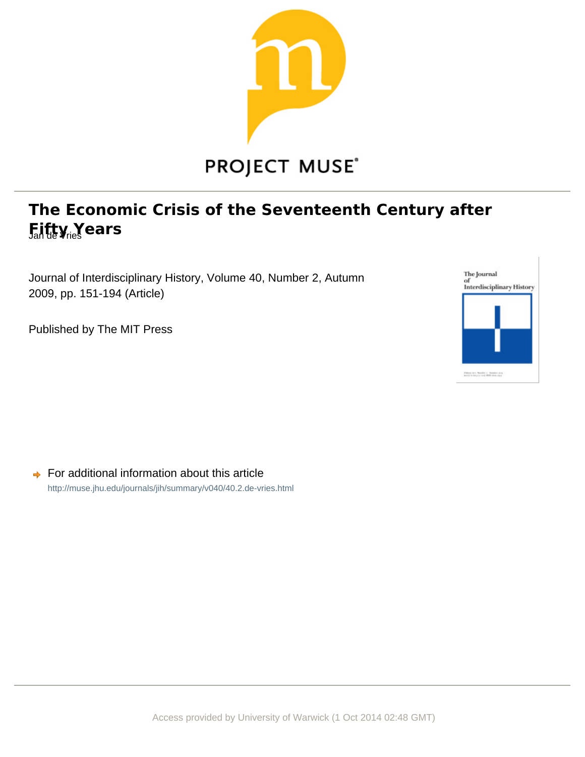PROJECT MUSE

# The Economic Crisis of the Seventeenth Century after Fifty Years

Jan de Vries

Journal of Interdisciplinary History, Volume 40, Number 2, Autumn 2009, pp. 151-194 (Article)

Published by The MIT Press

For additional information about this article

http://muse.jhu.edu/journals/jih/summary/v040/40.2.de-vries.html

Access provided by University of Warwick (1 Oct 2014 02:48 GMT)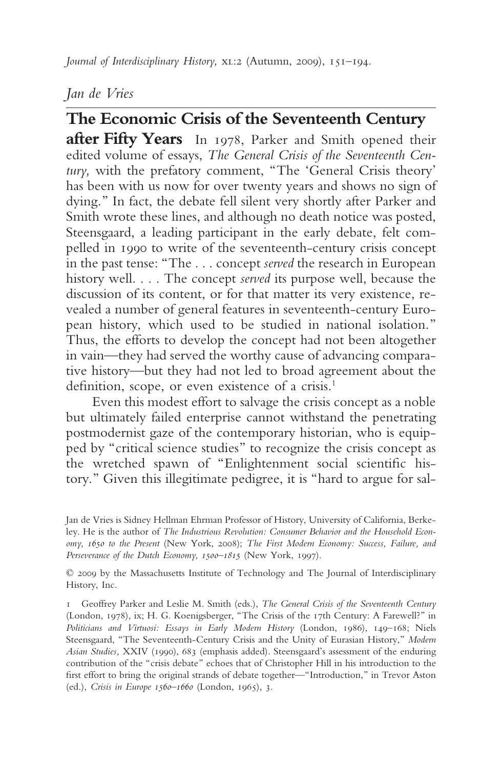*Jan de Vries*

# The Economic Crisis of the Seventeenth Century after Fifty Years

In 1978, Parker and Smith opened their edited volume of essays, *The General Crisis of the Seventeenth Century,* with the prefatory comment, "The 'General Crisis theory' has been with us now for over twenty years and shows no sign of dying." In fact, the debate fell silent very shortly after Parker and Smith wrote these lines, and although no death notice was posted, Steensgaard, a leading participant in the early debate, felt compelled in 1990 to write of the seventeenth-century crisis concept in the past tense: "The . . . concept *served* the research in European history well. . . . The concept *served* its purpose well, because the discussion of its content, or for that matter its very existence, revealed a number of general features in seventeenth-century European history, which used to be studied in national isolation." Thus, the efforts to develop the concept had not been altogether in vain—they had served the worthy cause of advancing comparative history—but they had not led to broad agreement about the definition, scope, or even existence of a crisis.[1]

Even this modest effort to salvage the crisis concept as a noble but ultimately failed enterprise cannot withstand the penetrating postmodernist gaze of the contemporary historian, who is equipped by "critical science studies" to recognize the crisis concept as the wretched spawn of "Enlightenment social scientific history." Given this illegitimate pedigree, it is "hard to argue for sal-

---

Jan de Vries is Sidney Hellman Ehrman Professor of History, University of California, Berkeley. He is the author of *The Industrious Revolution: Consumer Behavior and the Household Economy, 1650 to the Present* (New York, 2008); *The First Modern Economy: Success, Failure, and Perseverance of the Dutch Economy, 1500–1815* (New York, 1997).

© 2009 by the Massachusetts Institute of Technology and The Journal of Interdisciplinary History, Inc.

1 Geoffrey Parker and Leslie M. Smith (eds.), *The General Crisis of the Seventeenth Century* (London, 1978), ix; H. G. Koenigsberger, "The Crisis of the 17th Century: A Farewell?" in *Politicians and Virtuosi: Essays in Early Modern History* (London, 1986), 149–168; Niels Steensgaard, "The Seventeenth-Century Crisis and the Unity of Eurasian History," *Modern Asian Studies,* XXIV (1990), 683 (emphasis added). Steensgaard's assessment of the enduring contribution of the "crisis debate" echoes that of Christopher Hill in his introduction to the first effort to bring the original strands of debate together—"Introduction," in Trevor Aston (ed.), *Crisis in Europe 1560–1660* (London, 1965), 3.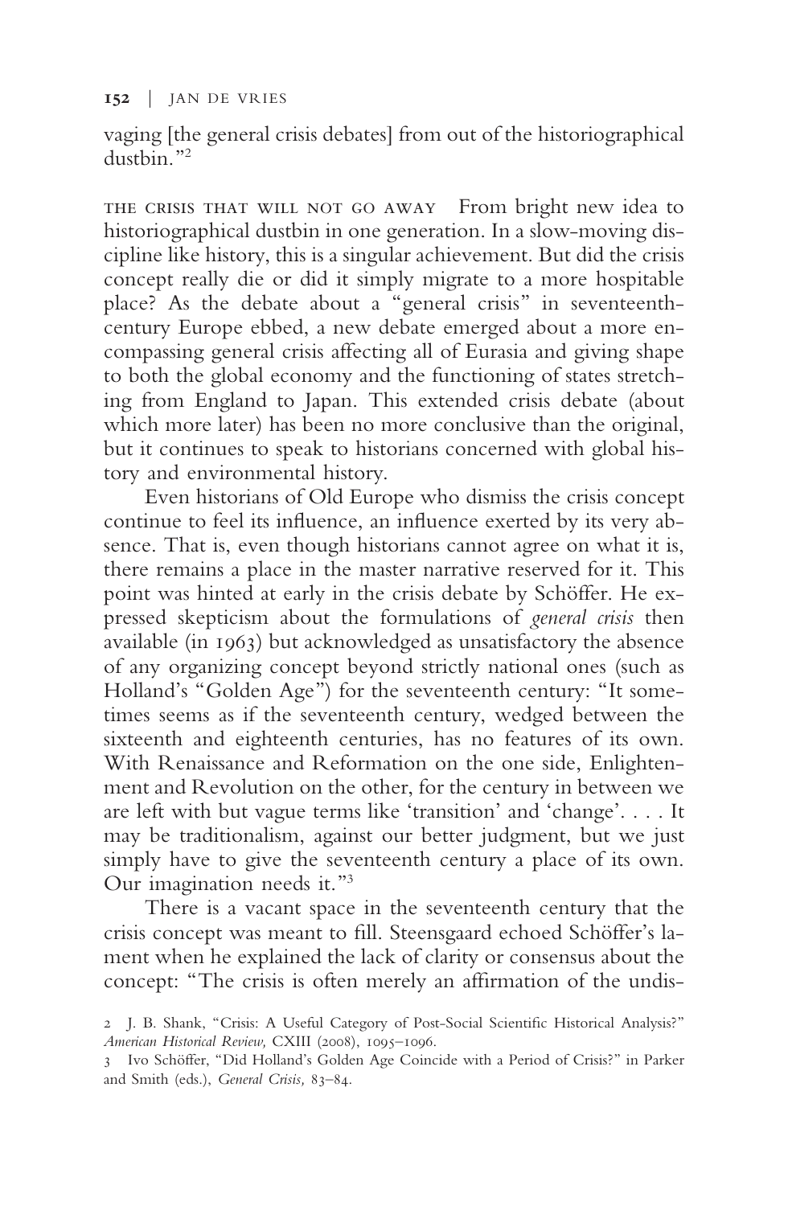vaging [the general crisis debates] from out of the historiographical dustbin."[2]

THE CRISIS THAT WILL NOT GO AWAY From bright new idea to historiographical dustbin in one generation. In a slow-moving discipline like history, this is a singular achievement. But did the crisis concept really die or did it simply migrate to a more hospitable place? As the debate about a "general crisis" in seventeenth-century Europe ebbed, a new debate emerged about a more encompassing general crisis affecting all of Eurasia and giving shape to both the global economy and the functioning of states stretching from England to Japan. This extended crisis debate (about which more later) has been no more conclusive than the original, but it continues to speak to historians concerned with global history and environmental history.

Even historians of Old Europe who dismiss the crisis concept continue to feel its influence, an influence exerted by its very absence. That is, even though historians cannot agree on what it is, there remains a place in the master narrative reserved for it. This point was hinted at early in the crisis debate by Schöffer. He expressed skepticism about the formulations of *general crisis* then available (in 1963) but acknowledged as unsatisfactory the absence of any organizing concept beyond strictly national ones (such as Holland's "Golden Age") for the seventeenth century: "It sometimes seems as if the seventeenth century, wedged between the sixteenth and eighteenth centuries, has no features of its own. With Renaissance and Reformation on the one side, Enlightenment and Revolution on the other, for the century in between we are left with but vague terms like 'transition' and 'change'. . . . It may be traditionalism, against our better judgment, but we just simply have to give the seventeenth century a place of its own. Our imagination needs it."[3]

There is a vacant space in the seventeenth century that the crisis concept was meant to fill. Steensgaard echoed Schöffer's lament when he explained the lack of clarity or consensus about the concept: "The crisis is often merely an affirmation of the undis-

2 J. B. Shank, "Crisis: A Useful Category of Post-Social Scientific Historical Analysis?" *American Historical Review,* CXIII (2008), 1095–1096.

3 Ivo Schöffer, "Did Holland's Golden Age Coincide with a Period of Crisis?" in Parker and Smith (eds.), *General Crisis,* 83–84.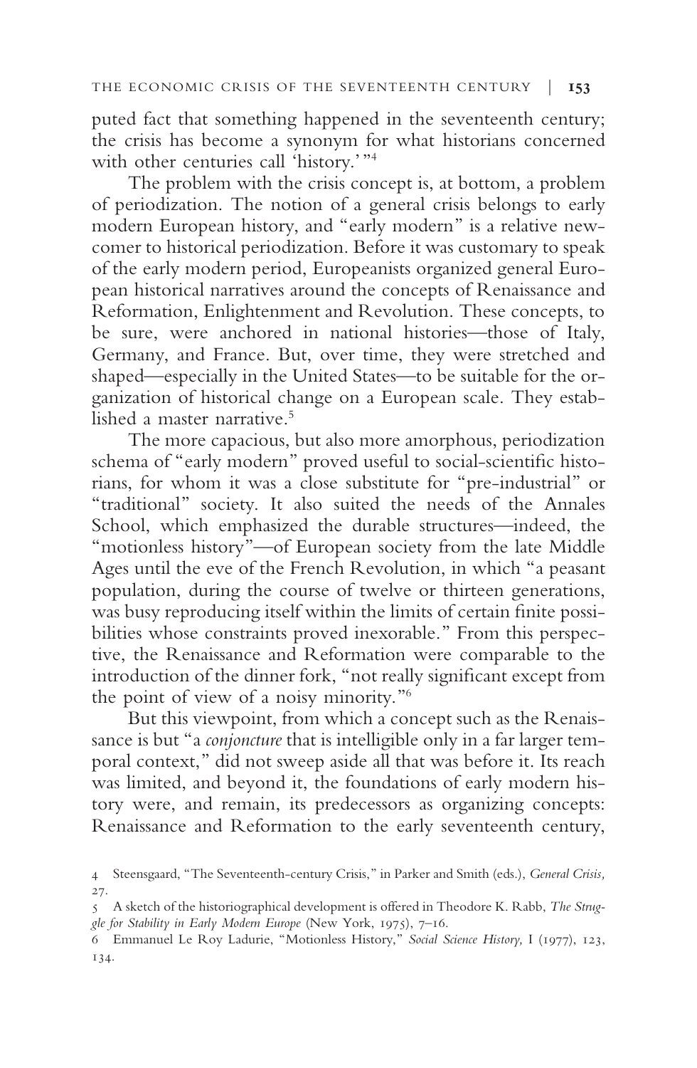puted fact that something happened in the seventeenth century; the crisis has become a synonym for what historians concerned with other centuries call 'history.'"[4]

The problem with the crisis concept is, at bottom, a problem of periodization. The notion of a general crisis belongs to early modern European history, and "early modern" is a relative newcomer to historical periodization. Before it was customary to speak of the early modern period, Europeanists organized general European historical narratives around the concepts of Renaissance and Reformation, Enlightenment and Revolution. These concepts, to be sure, were anchored in national histories—those of Italy, Germany, and France. But, over time, they were stretched and shaped—especially in the United States—to be suitable for the organization of historical change on a European scale. They established a master narrative.[5]

The more capacious, but also more amorphous, periodization schema of "early modern" proved useful to social-scientific historians, for whom it was a close substitute for "pre-industrial" or "traditional" society. It also suited the needs of the Annales School, which emphasized the durable structures—indeed, the "motionless history"—of European society from the late Middle Ages until the eve of the French Revolution, in which "a peasant population, during the course of twelve or thirteen generations, was busy reproducing itself within the limits of certain finite possibilities whose constraints proved inexorable." From this perspective, the Renaissance and Reformation were comparable to the introduction of the dinner fork, "not really significant except from the point of view of a noisy minority."[6]

But this viewpoint, from which a concept such as the Renaissance is but "a *conjoncture* that is intelligible only in a far larger temporal context," did not sweep aside all that was before it. Its reach was limited, and beyond it, the foundations of early modern history were, and remain, its predecessors as organizing concepts: Renaissance and Reformation to the early seventeenth century,

4 Steensgaard, "The Seventeenth-century Crisis," in Parker and Smith (eds.), *General Crisis,* 27.

5 A sketch of the historiographical development is offered in Theodore K. Rabb, *The Struggle for Stability in Early Modern Europe* (New York, 1975), 7–16.

6 Emmanuel Le Roy Ladurie, "Motionless History," *Social Science History,* I (1977), 123, 134.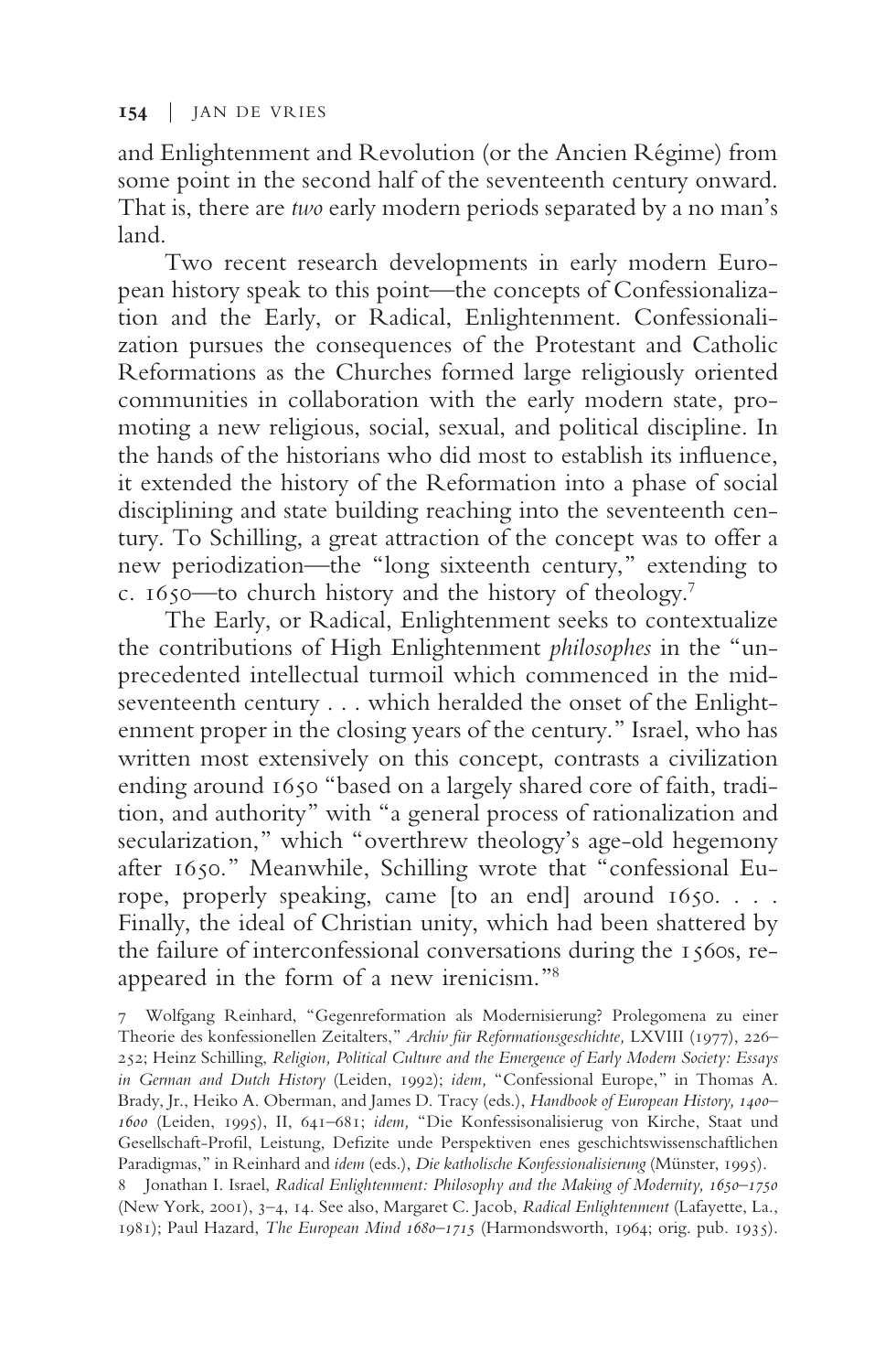and Enlightenment and Revolution (or the Ancien Régime) from some point in the second half of the seventeenth century onward. That is, there are *two* early modern periods separated by a no man's land.

Two recent research developments in early modern European history speak to this point—the concepts of Confessionalization and the Early, or Radical, Enlightenment. Confessionalization pursues the consequences of the Protestant and Catholic Reformations as the Churches formed large religiously oriented communities in collaboration with the early modern state, promoting a new religious, social, sexual, and political discipline. In the hands of the historians who did most to establish its influence, it extended the history of the Reformation into a phase of social disciplining and state building reaching into the seventeenth century. To Schilling, a great attraction of the concept was to offer a new periodization—the "long sixteenth century," extending to c. 1650—to church history and the history of theology.[7]

The Early, or Radical, Enlightenment seeks to contextualize the contributions of High Enlightenment *philosophes* in the "unprecedented intellectual turmoil which commenced in the mid-seventeenth century . . . which heralded the onset of the Enlightenment proper in the closing years of the century." Israel, who has written most extensively on this concept, contrasts a civilization ending around 1650 "based on a largely shared core of faith, tradition, and authority" with "a general process of rationalization and secularization," which "overthrew theology's age-old hegemony after 1650." Meanwhile, Schilling wrote that "confessional Europe, properly speaking, came [to an end] around 1650. . . . Finally, the ideal of Christian unity, which had been shattered by the failure of interconfessional conversations during the 1560s, reappeared in the form of a new irenicism."[8]

7 Wolfgang Reinhard, "Gegenreformation als Modernisierung? Prolegomena zu einer Theorie des konfessionellen Zeitalters," *Archiv für Reformationsgeschichte,* LXVIII (1977), 226–252; Heinz Schilling, *Religion, Political Culture and the Emergence of Early Modern Society: Essays in German and Dutch History* (Leiden, 1992); *idem,* "Confessional Europe," in Thomas A. Brady, Jr., Heiko A. Oberman, and James D. Tracy (eds.), *Handbook of European History, 1400–1600* (Leiden, 1995), II, 641–681; *idem,* "Die Konfessisonalisierug von Kirche, Staat und Gesellschaft-Profil, Leistung, Defizite unde Perspektiven enes geschichtswissenschaftlichen Paradigmas," in Reinhard and *idem* (eds.), *Die katholische Konfessionalisierung* (Münster, 1995).

8 Jonathan I. Israel, *Radical Enlightenment: Philosophy and the Making of Modernity, 1650–1750* (New York, 2001), 3–4, 14. See also, Margaret C. Jacob, *Radical Enlightenment* (Lafayette, La., 1981); Paul Hazard, *The European Mind 1680–1715* (Harmondsworth, 1964; orig. pub. 1935).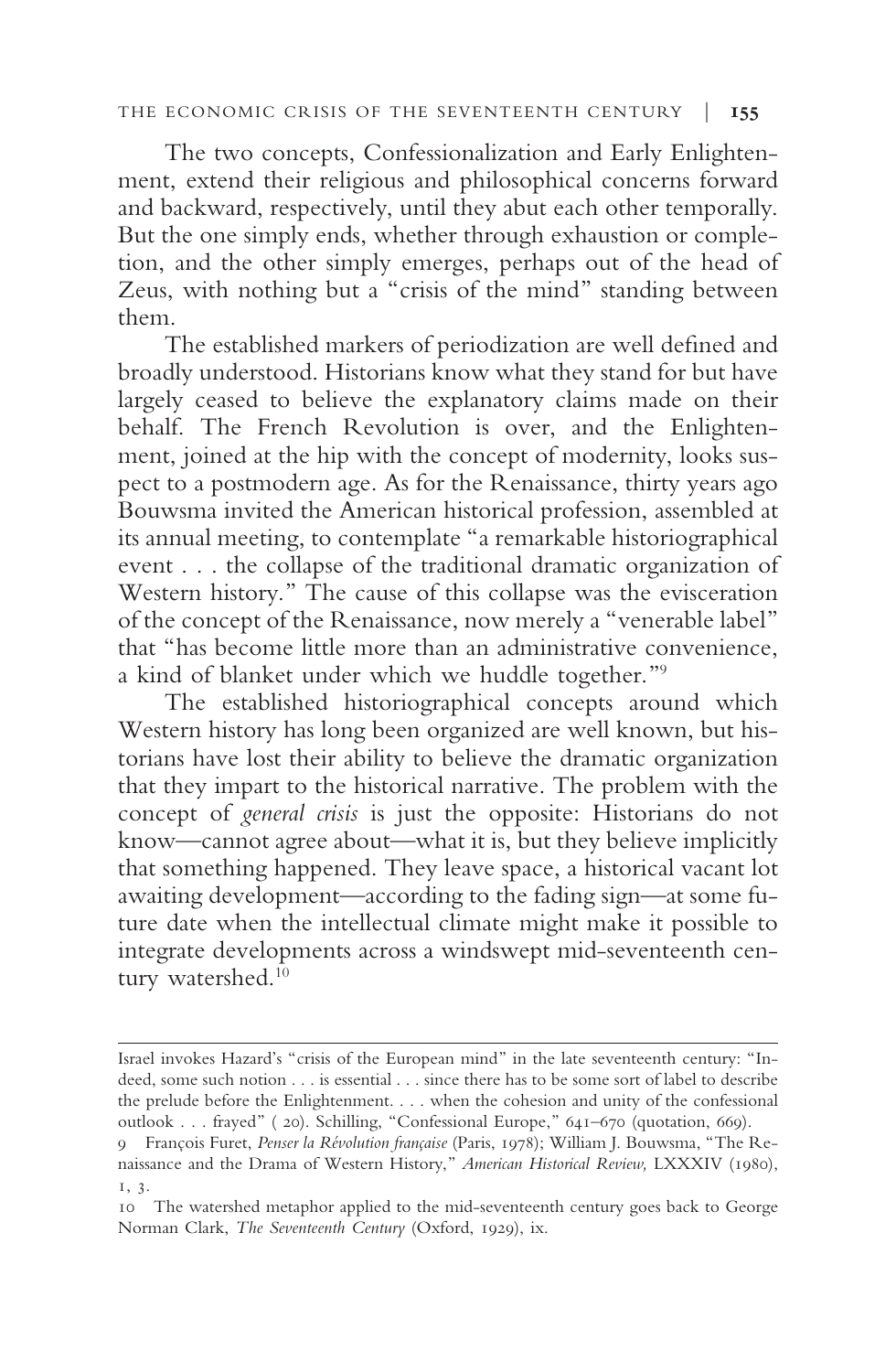The two concepts, Confessionalization and Early Enlightenment, extend their religious and philosophical concerns forward and backward, respectively, until they abut each other temporally. But the one simply ends, whether through exhaustion or completion, and the other simply emerges, perhaps out of the head of Zeus, with nothing but a "crisis of the mind" standing between them.

The established markers of periodization are well defined and broadly understood. Historians know what they stand for but have largely ceased to believe the explanatory claims made on their behalf. The French Revolution is over, and the Enlightenment, joined at the hip with the concept of modernity, looks suspect to a postmodern age. As for the Renaissance, thirty years ago Bouwsma invited the American historical profession, assembled at its annual meeting, to contemplate "a remarkable historiographical event . . . the collapse of the traditional dramatic organization of Western history." The cause of this collapse was the evisceration of the concept of the Renaissance, now merely a "venerable label" that "has become little more than an administrative convenience, a kind of blanket under which we huddle together."[9]

The established historiographical concepts around which Western history has long been organized are well known, but historians have lost their ability to believe the dramatic organization that they impart to the historical narrative. The problem with the concept of *general crisis* is just the opposite: Historians do not know—cannot agree about—what it is, but they believe implicitly that something happened. They leave space, a historical vacant lot awaiting development—according to the fading sign—at some future date when the intellectual climate might make it possible to integrate developments across a windswept mid-seventeenth century watershed.[10]

---

Israel invokes Hazard's "crisis of the European mind" in the late seventeenth century: "Indeed, some such notion . . . is essential . . . since there has to be some sort of label to describe the prelude before the Enlightenment. . . . when the cohesion and unity of the confessional outlook . . . frayed" ( 20). Schilling, "Confessional Europe," 641–670 (quotation, 669).

9 François Furet, *Penser la Révolution française* (Paris, 1978); William J. Bouwsma, "The Renaissance and the Drama of Western History," *American Historical Review,* LXXXIV (1980), 1, 3.

10 The watershed metaphor applied to the mid-seventeenth century goes back to George Norman Clark, *The Seventeenth Century* (Oxford, 1929), ix.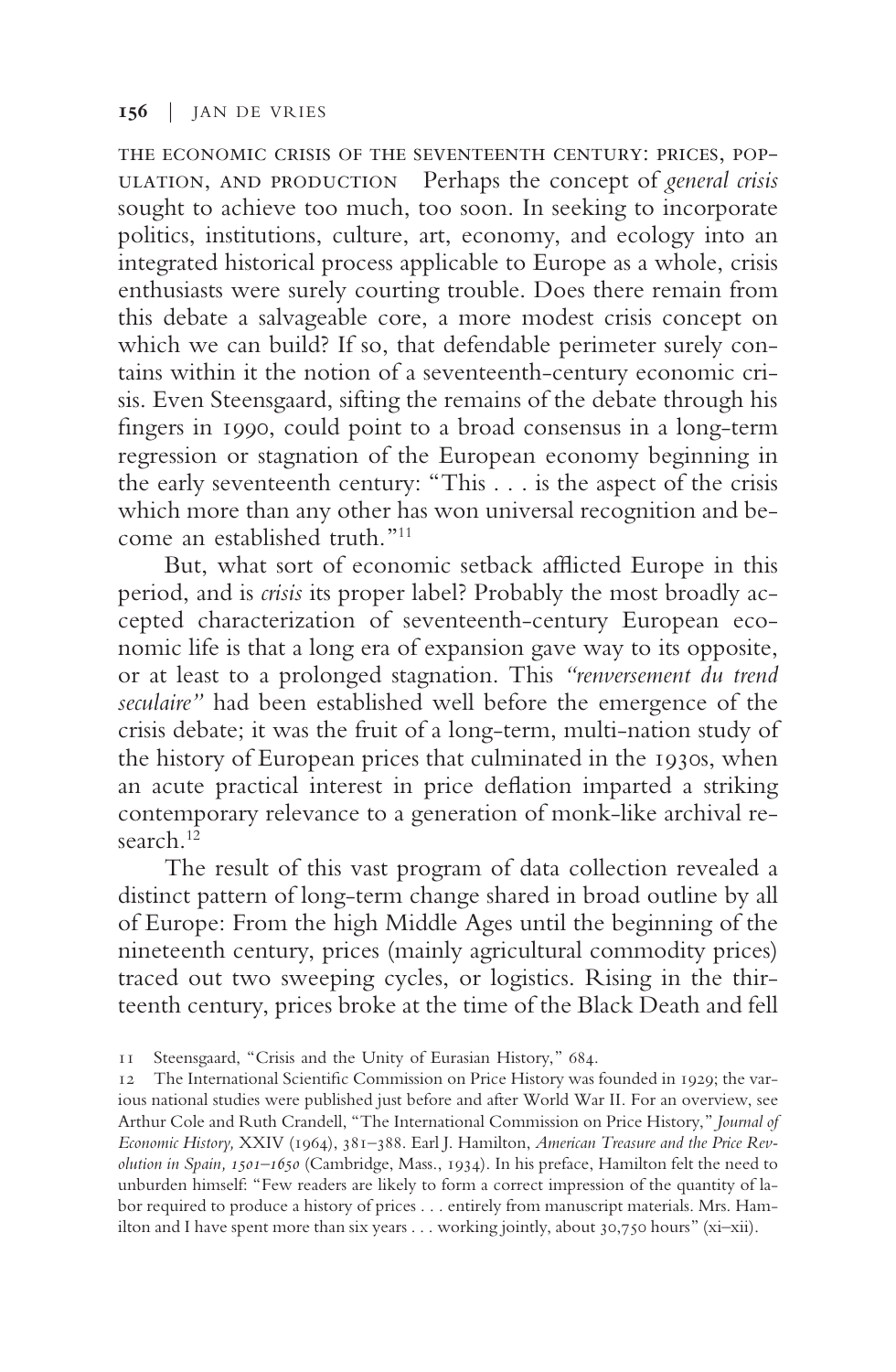THE ECONOMIC CRISIS OF THE SEVENTEENTH CENTURY: PRICES, POPULATION, AND PRODUCTION Perhaps the concept of *general crisis* sought to achieve too much, too soon. In seeking to incorporate politics, institutions, culture, art, economy, and ecology into an integrated historical process applicable to Europe as a whole, crisis enthusiasts were surely courting trouble. Does there remain from this debate a salvageable core, a more modest crisis concept on which we can build? If so, that defendable perimeter surely contains within it the notion of a seventeenth-century economic crisis. Even Steensgaard, sifting the remains of the debate through his fingers in 1990, could point to a broad consensus in a long-term regression or stagnation of the European economy beginning in the early seventeenth century: "This . . . is the aspect of the crisis which more than any other has won universal recognition and become an established truth."[11]

But, what sort of economic setback afflicted Europe in this period, and is *crisis* its proper label? Probably the most broadly accepted characterization of seventeenth-century European economic life is that a long era of expansion gave way to its opposite, or at least to a prolonged stagnation. This *"renversement du trend seculaire"* had been established well before the emergence of the crisis debate; it was the fruit of a long-term, multi-nation study of the history of European prices that culminated in the 1930s, when an acute practical interest in price deflation imparted a striking contemporary relevance to a generation of monk-like archival research.[12]

The result of this vast program of data collection revealed a distinct pattern of long-term change shared in broad outline by all of Europe: From the high Middle Ages until the beginning of the nineteenth century, prices (mainly agricultural commodity prices) traced out two sweeping cycles, or logistics. Rising in the thirteenth century, prices broke at the time of the Black Death and fell

11 Steensgaard, "Crisis and the Unity of Eurasian History," 684.

12 The International Scientific Commission on Price History was founded in 1929; the various national studies were published just before and after World War II. For an overview, see Arthur Cole and Ruth Crandell, "The International Commission on Price History," *Journal of Economic History,* XXIV (1964), 381–388. Earl J. Hamilton, *American Treasure and the Price Revolution in Spain, 1501–1650* (Cambridge, Mass., 1934). In his preface, Hamilton felt the need to unburden himself: "Few readers are likely to form a correct impression of the quantity of labor required to produce a history of prices . . . entirely from manuscript materials. Mrs. Hamilton and I have spent more than six years . . . working jointly, about 30,750 hours" (xi–xii).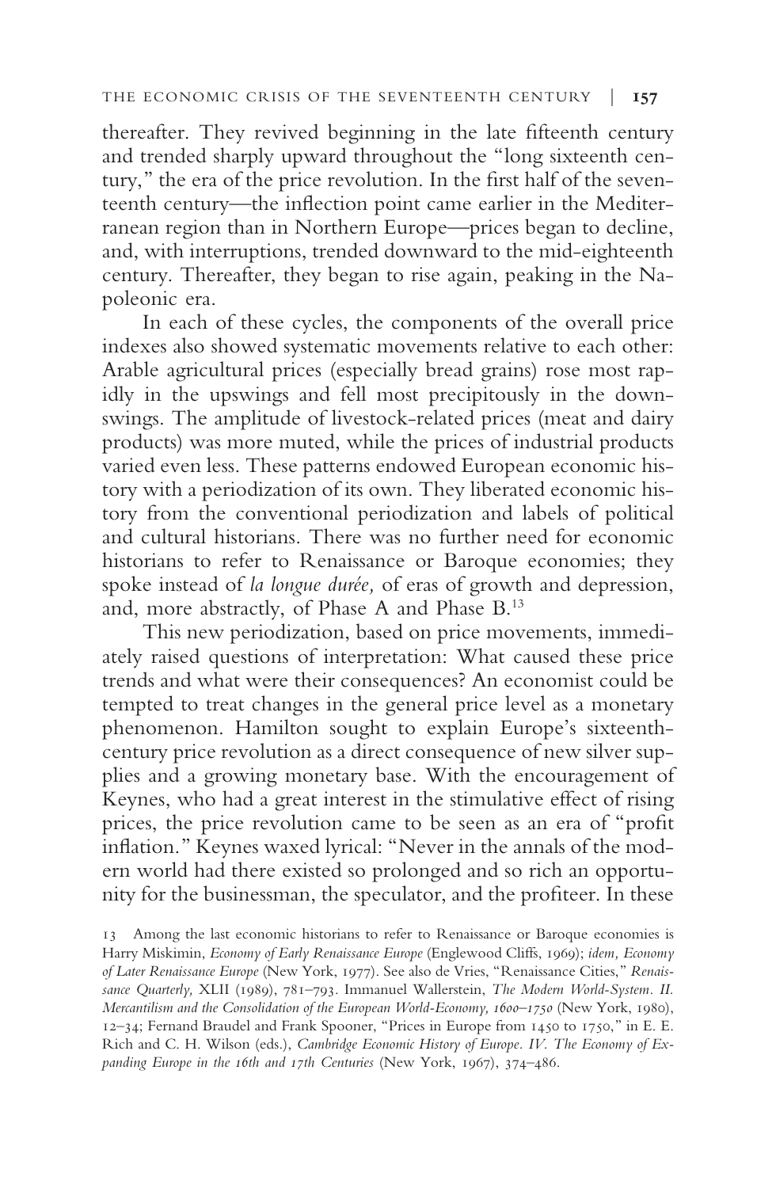thereafter. They revived beginning in the late fifteenth century and trended sharply upward throughout the "long sixteenth century," the era of the price revolution. In the first half of the seventeenth century—the inflection point came earlier in the Mediterranean region than in Northern Europe—prices began to decline, and, with interruptions, trended downward to the mid-eighteenth century. Thereafter, they began to rise again, peaking in the Napoleonic era.

In each of these cycles, the components of the overall price indexes also showed systematic movements relative to each other: Arable agricultural prices (especially bread grains) rose most rapidly in the upswings and fell most precipitously in the downswings. The amplitude of livestock-related prices (meat and dairy products) was more muted, while the prices of industrial products varied even less. These patterns endowed European economic history with a periodization of its own. They liberated economic history from the conventional periodization and labels of political and cultural historians. There was no further need for economic historians to refer to Renaissance or Baroque economies; they spoke instead of *la longue durée,* of eras of growth and depression, and, more abstractly, of Phase A and Phase B.[13]

This new periodization, based on price movements, immediately raised questions of interpretation: What caused these price trends and what were their consequences? An economist could be tempted to treat changes in the general price level as a monetary phenomenon. Hamilton sought to explain Europe's sixteenth-century price revolution as a direct consequence of new silver supplies and a growing monetary base. With the encouragement of Keynes, who had a great interest in the stimulative effect of rising prices, the price revolution came to be seen as an era of "profit inflation." Keynes waxed lyrical: "Never in the annals of the modern world had there existed so prolonged and so rich an opportunity for the businessman, the speculator, and the profiteer. In these

13 Among the last economic historians to refer to Renaissance or Baroque economies is Harry Miskimin, *Economy of Early Renaissance Europe* (Englewood Cliffs, 1969); *idem, Economy of Later Renaissance Europe* (New York, 1977). See also de Vries, "Renaissance Cities," *Renaissance Quarterly,* XLII (1989), 781–793. Immanuel Wallerstein, *The Modern World-System. II. Mercantilism and the Consolidation of the European World-Economy, 1600–1750* (New York, 1980), 12–34; Fernand Braudel and Frank Spooner, "Prices in Europe from 1450 to 1750," in E. E. Rich and C. H. Wilson (eds.), *Cambridge Economic History of Europe. IV. The Economy of Expanding Europe in the 16th and 17th Centuries* (New York, 1967), 374–486.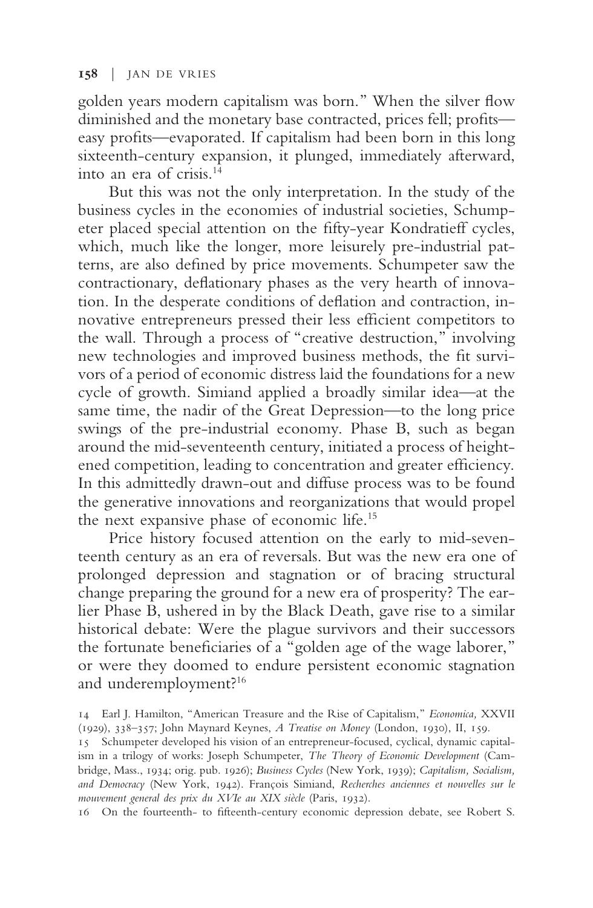golden years modern capitalism was born." When the silver flow diminished and the monetary base contracted, prices fell; profits—easy profits—evaporated. If capitalism had been born in this long sixteenth-century expansion, it plunged, immediately afterward, into an era of crisis.[14]

But this was not the only interpretation. In the study of the business cycles in the economies of industrial societies, Schumpeter placed special attention on the fifty-year Kondratieff cycles, which, much like the longer, more leisurely pre-industrial patterns, are also defined by price movements. Schumpeter saw the contractionary, deflationary phases as the very hearth of innovation. In the desperate conditions of deflation and contraction, innovative entrepreneurs pressed their less efficient competitors to the wall. Through a process of "creative destruction," involving new technologies and improved business methods, the fit survivors of a period of economic distress laid the foundations for a new cycle of growth. Simiand applied a broadly similar idea—at the same time, the nadir of the Great Depression—to the long price swings of the pre-industrial economy. Phase B, such as began around the mid-seventeenth century, initiated a process of heightened competition, leading to concentration and greater efficiency. In this admittedly drawn-out and diffuse process was to be found the generative innovations and reorganizations that would propel the next expansive phase of economic life.[15]

Price history focused attention on the early to mid-seventeenth century as an era of reversals. But was the new era one of prolonged depression and stagnation or of bracing structural change preparing the ground for a new era of prosperity? The earlier Phase B, ushered in by the Black Death, gave rise to a similar historical debate: Were the plague survivors and their successors the fortunate beneficiaries of a "golden age of the wage laborer," or were they doomed to endure persistent economic stagnation and underemployment?[16]

14 Earl J. Hamilton, "American Treasure and the Rise of Capitalism," *Economica,* XXVII (1929), 338–357; John Maynard Keynes, *A Treatise on Money* (London, 1930), II, 159.

15 Schumpeter developed his vision of an entrepreneur-focused, cyclical, dynamic capitalism in a trilogy of works: Joseph Schumpeter, *The Theory of Economic Development* (Cambridge, Mass., 1934; orig. pub. 1926); *Business Cycles* (New York, 1939); *Capitalism, Socialism, and Democracy* (New York, 1942). François Simiand, *Recherches anciennes et nouvelles sur le mouvement general des prix du XVIe au XIX siècle* (Paris, 1932).

16 On the fourteenth- to fifteenth-century economic depression debate, see Robert S.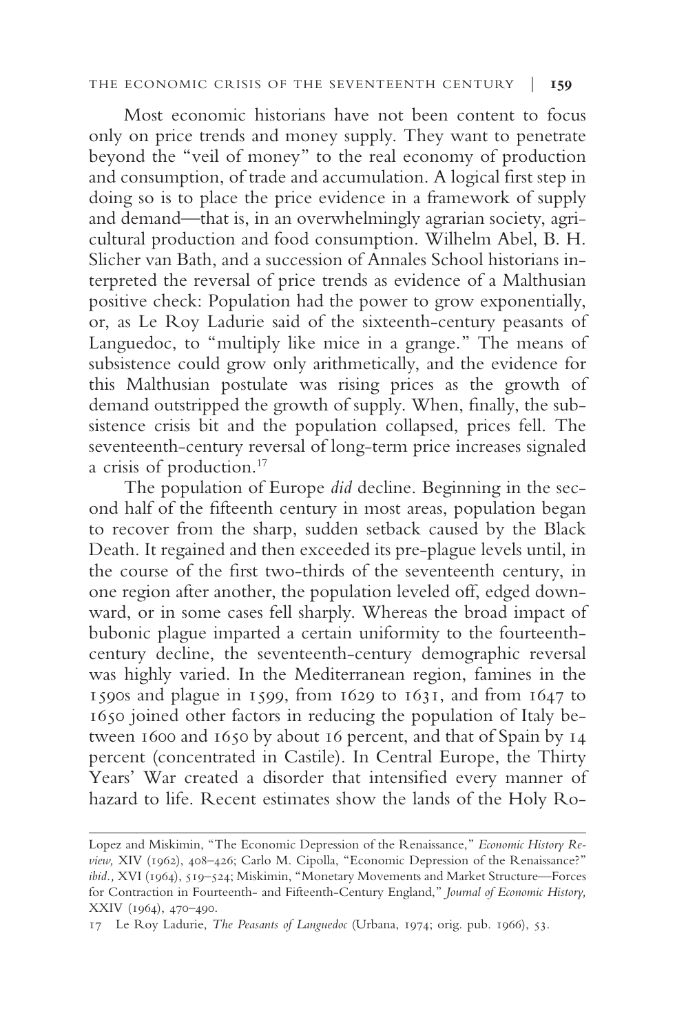Most economic historians have not been content to focus only on price trends and money supply. They want to penetrate beyond the "veil of money" to the real economy of production and consumption, of trade and accumulation. A logical first step in doing so is to place the price evidence in a framework of supply and demand—that is, in an overwhelmingly agrarian society, agricultural production and food consumption. Wilhelm Abel, B. H. Slicher van Bath, and a succession of Annales School historians interpreted the reversal of price trends as evidence of a Malthusian positive check: Population had the power to grow exponentially, or, as Le Roy Ladurie said of the sixteenth-century peasants of Languedoc, to "multiply like mice in a grange." The means of subsistence could grow only arithmetically, and the evidence for this Malthusian postulate was rising prices as the growth of demand outstripped the growth of supply. When, finally, the subsistence crisis bit and the population collapsed, prices fell. The seventeenth-century reversal of long-term price increases signaled a crisis of production.[17]

The population of Europe *did* decline. Beginning in the second half of the fifteenth century in most areas, population began to recover from the sharp, sudden setback caused by the Black Death. It regained and then exceeded its pre-plague levels until, in the course of the first two-thirds of the seventeenth century, in one region after another, the population leveled off, edged downward, or in some cases fell sharply. Whereas the broad impact of bubonic plague imparted a certain uniformity to the fourteenth-century decline, the seventeenth-century demographic reversal was highly varied. In the Mediterranean region, famines in the 1590s and plague in 1599, from 1629 to 1631, and from 1647 to 1650 joined other factors in reducing the population of Italy between 1600 and 1650 by about 16 percent, and that of Spain by 14 percent (concentrated in Castile). In Central Europe, the Thirty Years' War created a disorder that intensified every manner of hazard to life. Recent estimates show the lands of the Holy Ro-

---

Lopez and Miskimin, "The Economic Depression of the Renaissance," *Economic History Review,* XIV (1962), 408–426; Carlo M. Cipolla, "Economic Depression of the Renaissance?" *ibid.,* XVI (1964), 519–524; Miskimin, "Monetary Movements and Market Structure—Forces for Contraction in Fourteenth- and Fifteenth-Century England," *Journal of Economic History,* XXIV (1964), 470–490.

17 Le Roy Ladurie, *The Peasants of Languedoc* (Urbana, 1974; orig. pub. 1966), 53.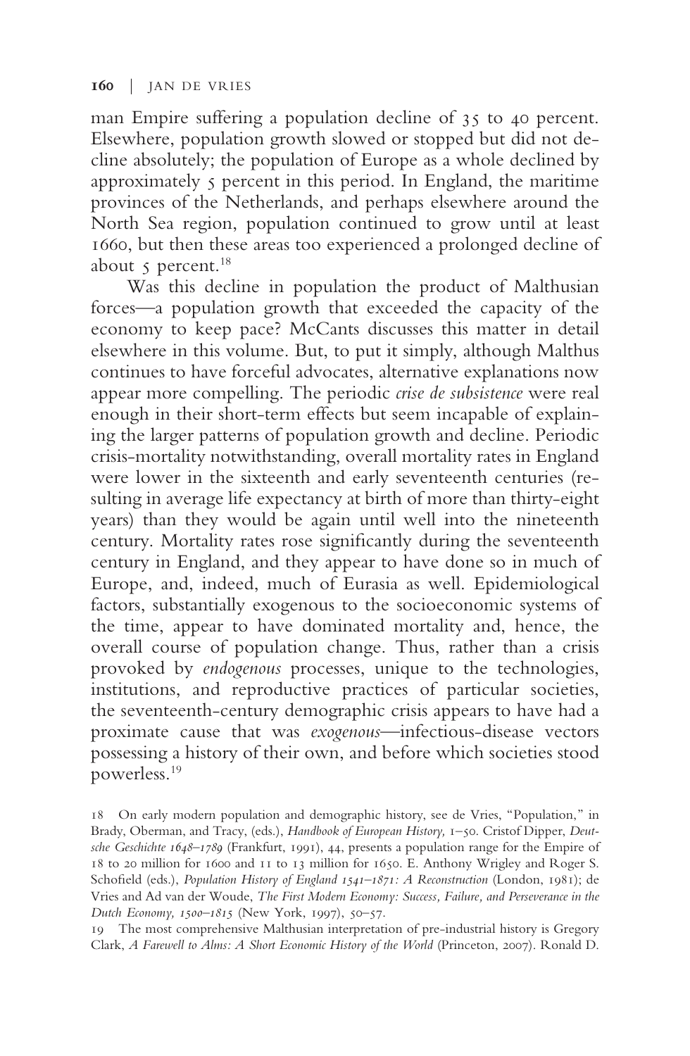man Empire suffering a population decline of 35 to 40 percent. Elsewhere, population growth slowed or stopped but did not decline absolutely; the population of Europe as a whole declined by approximately 5 percent in this period. In England, the maritime provinces of the Netherlands, and perhaps elsewhere around the North Sea region, population continued to grow until at least 1660, but then these areas too experienced a prolonged decline of about 5 percent.[18]

Was this decline in population the product of Malthusian forces—a population growth that exceeded the capacity of the economy to keep pace? McCants discusses this matter in detail elsewhere in this volume. But, to put it simply, although Malthus continues to have forceful advocates, alternative explanations now appear more compelling. The periodic *crise de subsistence* were real enough in their short-term effects but seem incapable of explaining the larger patterns of population growth and decline. Periodic crisis-mortality notwithstanding, overall mortality rates in England were lower in the sixteenth and early seventeenth centuries (resulting in average life expectancy at birth of more than thirty-eight years) than they would be again until well into the nineteenth century. Mortality rates rose significantly during the seventeenth century in England, and they appear to have done so in much of Europe, and, indeed, much of Eurasia as well. Epidemiological factors, substantially exogenous to the socioeconomic systems of the time, appear to have dominated mortality and, hence, the overall course of population change. Thus, rather than a crisis provoked by *endogenous* processes, unique to the technologies, institutions, and reproductive practices of particular societies, the seventeenth-century demographic crisis appears to have had a proximate cause that was *exogenous*—infectious-disease vectors possessing a history of their own, and before which societies stood powerless.[19]

18 On early modern population and demographic history, see de Vries, "Population," in Brady, Oberman, and Tracy, (eds.), *Handbook of European History,* 1–50. Cristof Dipper, *Deutsche Geschichte 1648–1789* (Frankfurt, 1991), 44, presents a population range for the Empire of 18 to 20 million for 1600 and 11 to 13 million for 1650. E. Anthony Wrigley and Roger S. Schofield (eds.), *Population History of England 1541–1871: A Reconstruction* (London, 1981); de Vries and Ad van der Woude, *The First Modern Economy: Success, Failure, and Perseverance in the Dutch Economy, 1500–1815* (New York, 1997), 50–57.

19 The most comprehensive Malthusian interpretation of pre-industrial history is Gregory Clark, *A Farewell to Alms: A Short Economic History of the World* (Princeton, 2007). Ronald D.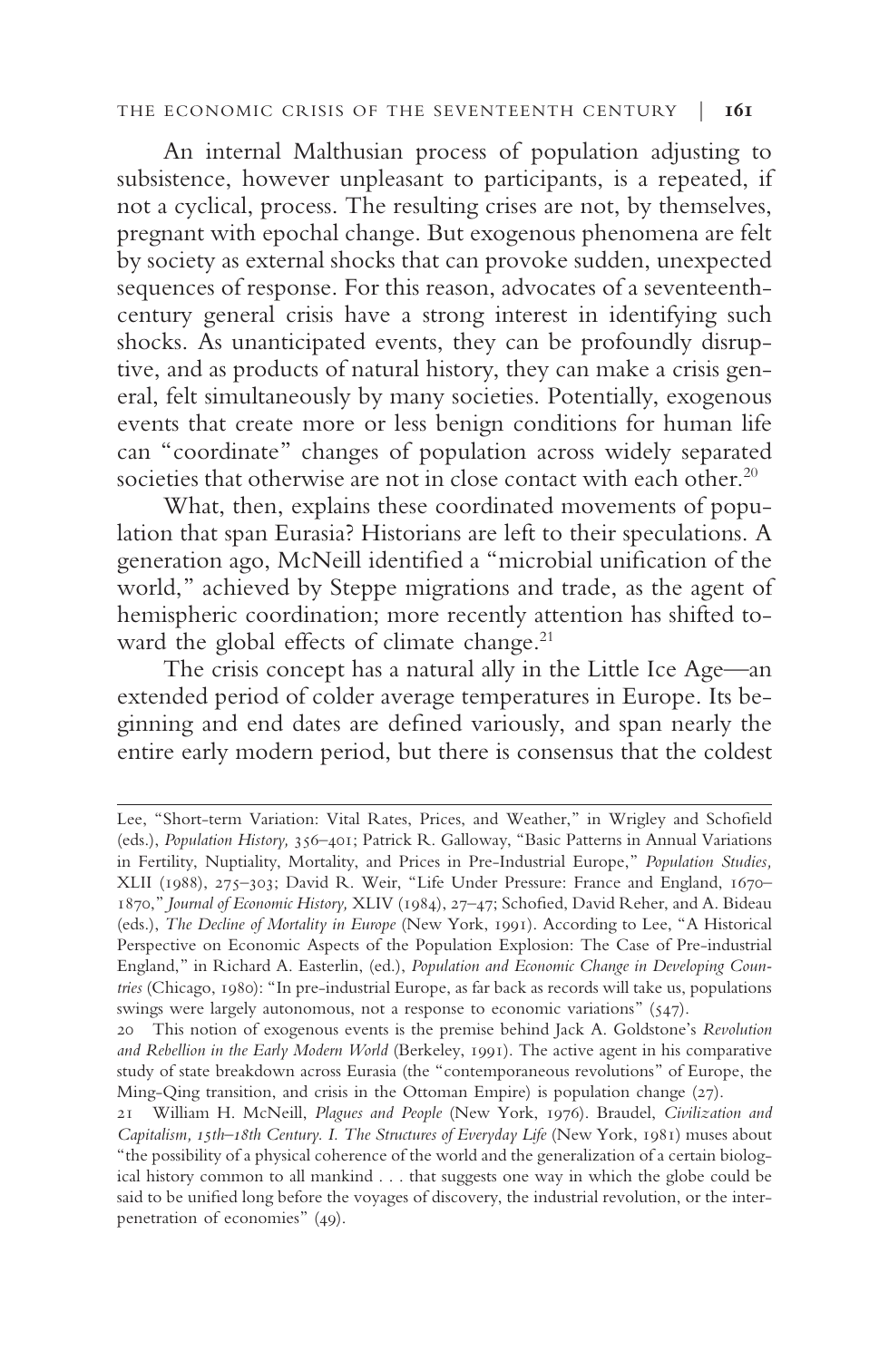An internal Malthusian process of population adjusting to subsistence, however unpleasant to participants, is a repeated, if not a cyclical, process. The resulting crises are not, by themselves, pregnant with epochal change. But exogenous phenomena are felt by society as external shocks that can provoke sudden, unexpected sequences of response. For this reason, advocates of a seventeenth-century general crisis have a strong interest in identifying such shocks. As unanticipated events, they can be profoundly disruptive, and as products of natural history, they can make a crisis general, felt simultaneously by many societies. Potentially, exogenous events that create more or less benign conditions for human life can "coordinate" changes of population across widely separated societies that otherwise are not in close contact with each other.[20]

What, then, explains these coordinated movements of population that span Eurasia? Historians are left to their speculations. A generation ago, McNeill identified a "microbial unification of the world," achieved by Steppe migrations and trade, as the agent of hemispheric coordination; more recently attention has shifted toward the global effects of climate change.[21]

The crisis concept has a natural ally in the Little Ice Age—an extended period of colder average temperatures in Europe. Its beginning and end dates are defined variously, and span nearly the entire early modern period, but there is consensus that the coldest

---

Lee, "Short-term Variation: Vital Rates, Prices, and Weather," in Wrigley and Schofield (eds.), *Population History,* 356–401; Patrick R. Galloway, "Basic Patterns in Annual Variations in Fertility, Nuptiality, Mortality, and Prices in Pre-Industrial Europe," *Population Studies,* XLII (1988), 275–303; David R. Weir, "Life Under Pressure: France and England, 1670–1870," *Journal of Economic History,* XLIV (1984), 27–47; Schofied, David Reher, and A. Bideau (eds.), *The Decline of Mortality in Europe* (New York, 1991). According to Lee, "A Historical Perspective on Economic Aspects of the Population Explosion: The Case of Pre-industrial England," in Richard A. Easterlin, (ed.), *Population and Economic Change in Developing Countries* (Chicago, 1980): "In pre-industrial Europe, as far back as records will take us, populations swings were largely autonomous, not a response to economic variations" (547).

20 This notion of exogenous events is the premise behind Jack A. Goldstone's *Revolution and Rebellion in the Early Modern World* (Berkeley, 1991). The active agent in his comparative study of state breakdown across Eurasia (the "contemporaneous revolutions" of Europe, the Ming-Qing transition, and crisis in the Ottoman Empire) is population change (27).

21 William H. McNeill, *Plagues and People* (New York, 1976). Braudel, *Civilization and Capitalism, 15th–18th Century. I. The Structures of Everyday Life* (New York, 1981) muses about "the possibility of a physical coherence of the world and the generalization of a certain biological history common to all mankind . . . that suggests one way in which the globe could be said to be unified long before the voyages of discovery, the industrial revolution, or the interpenetration of economies" (49).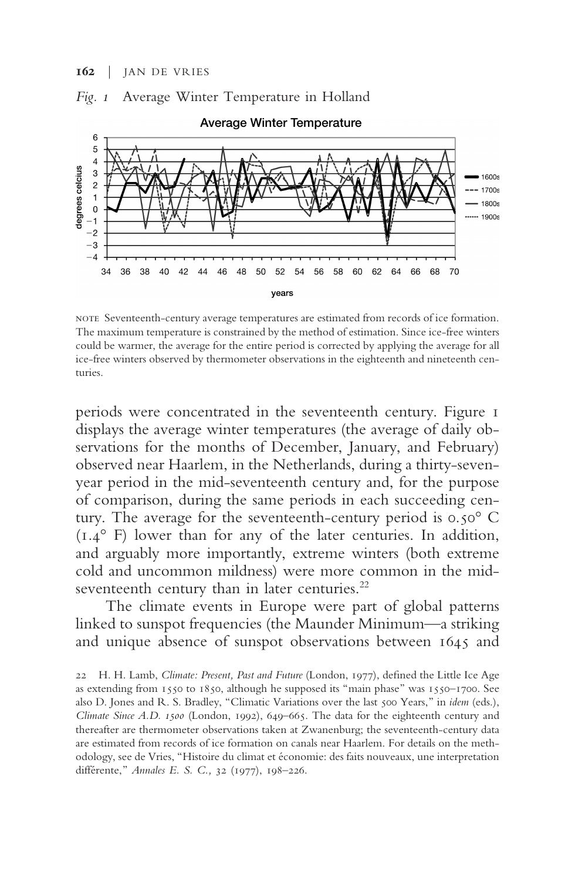*Fig. 1* Average Winter Temperature in Holland

NOTE Seventeenth-century average temperatures are estimated from records of ice formation. The maximum temperature is constrained by the method of estimation. Since ice-free winters could be warmer, the average for the entire period is corrected by applying the average for all ice-free winters observed by thermometer observations in the eighteenth and nineteenth centuries.

periods were concentrated in the seventeenth century. Figure 1 displays the average winter temperatures (the average of daily observations for the months of December, January, and February) observed near Haarlem, in the Netherlands, during a thirty-seven-year period in the mid-seventeenth century and, for the purpose of comparison, during the same periods in each succeeding century. The average for the seventeenth-century period is 0.50° C (1.4° F) lower than for any of the later centuries. In addition, and arguably more importantly, extreme winters (both extreme cold and uncommon mildness) were more common in the mid-seventeenth century than in later centuries.[22]

The climate events in Europe were part of global patterns linked to sunspot frequencies (the Maunder Minimum—a striking and unique absence of sunspot observations between 1645 and

22 H. H. Lamb, *Climate: Present, Past and Future* (London, 1977), defined the Little Ice Age as extending from 1550 to 1850, although he supposed its "main phase" was 1550–1700. See also D. Jones and R. S. Bradley, "Climatic Variations over the last 500 Years," in *idem* (eds.), *Climate Since A.D. 1500* (London, 1992), 649–665. The data for the eighteenth century and thereafter are thermometer observations taken at Zwanenburg; the seventeenth-century data are estimated from records of ice formation on canals near Haarlem. For details on the methodology, see de Vries, "Histoire du climat et économie: des faits nouveaux, une interpretation différente," *Annales E. S. C.,* 32 (1977), 198–226.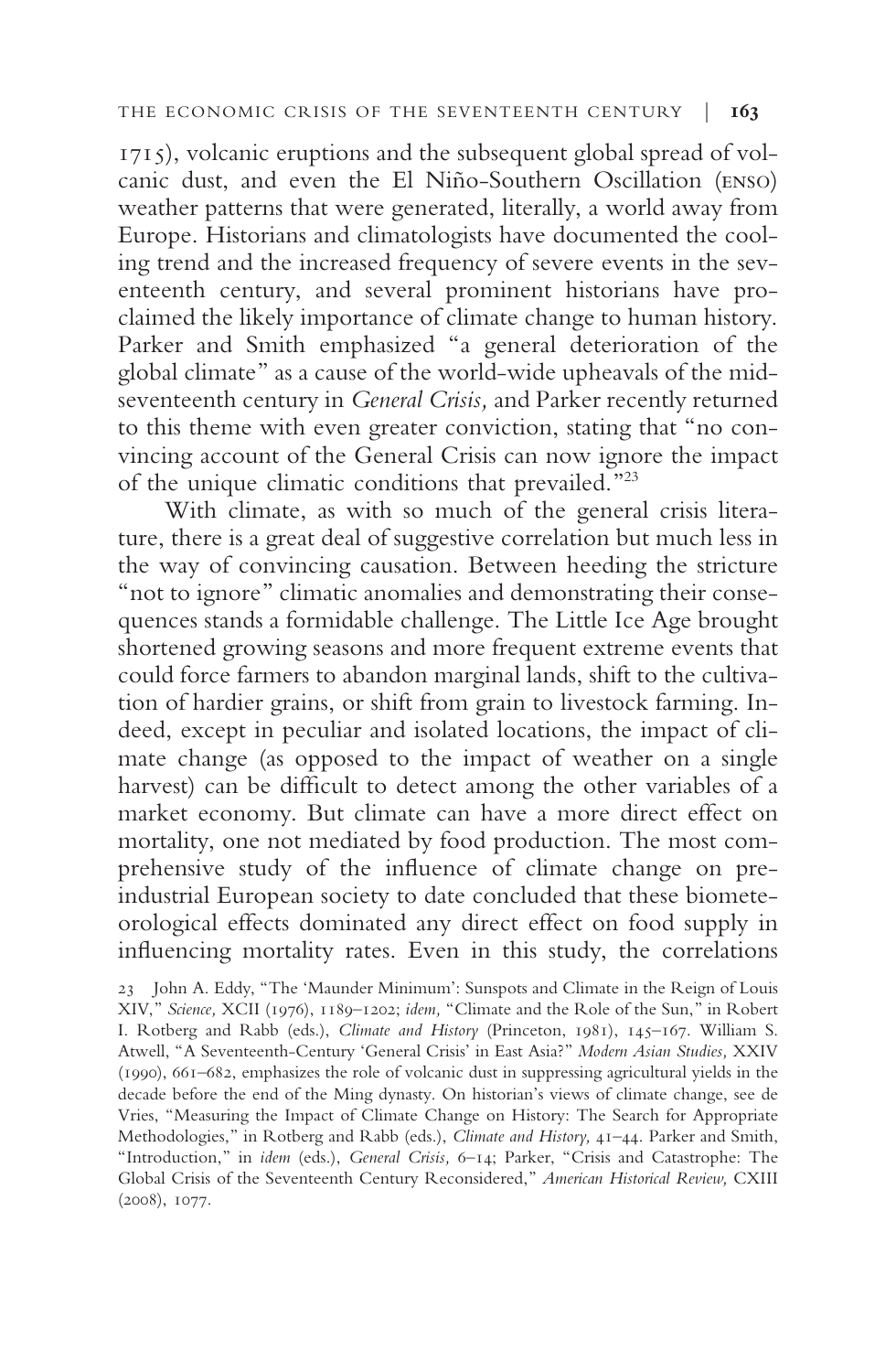1715), volcanic eruptions and the subsequent global spread of volcanic dust, and even the El Niño-Southern Oscillation (ENSO) weather patterns that were generated, literally, a world away from Europe. Historians and climatologists have documented the cooling trend and the increased frequency of severe events in the seventeenth century, and several prominent historians have proclaimed the likely importance of climate change to human history. Parker and Smith emphasized "a general deterioration of the global climate" as a cause of the world-wide upheavals of the mid-seventeenth century in *General Crisis,* and Parker recently returned to this theme with even greater conviction, stating that "no convincing account of the General Crisis can now ignore the impact of the unique climatic conditions that prevailed."[23]

With climate, as with so much of the general crisis literature, there is a great deal of suggestive correlation but much less in the way of convincing causation. Between heeding the stricture "not to ignore" climatic anomalies and demonstrating their consequences stands a formidable challenge. The Little Ice Age brought shortened growing seasons and more frequent extreme events that could force farmers to abandon marginal lands, shift to the cultivation of hardier grains, or shift from grain to livestock farming. Indeed, except in peculiar and isolated locations, the impact of climate change (as opposed to the impact of weather on a single harvest) can be difficult to detect among the other variables of a market economy. But climate can have a more direct effect on mortality, one not mediated by food production. The most comprehensive study of the influence of climate change on preindustrial European society to date concluded that these biometeorological effects dominated any direct effect on food supply in influencing mortality rates. Even in this study, the correlations

23 John A. Eddy, "The 'Maunder Minimum': Sunspots and Climate in the Reign of Louis XIV," *Science,* XCII (1976), 1189–1202; *idem,* "Climate and the Role of the Sun," in Robert I. Rotberg and Rabb (eds.), *Climate and History* (Princeton, 1981), 145–167. William S. Atwell, "A Seventeenth-Century 'General Crisis' in East Asia?" *Modern Asian Studies,* XXIV (1990), 661–682, emphasizes the role of volcanic dust in suppressing agricultural yields in the decade before the end of the Ming dynasty. On historian's views of climate change, see de Vries, "Measuring the Impact of Climate Change on History: The Search for Appropriate Methodologies," in Rotberg and Rabb (eds.), *Climate and History,* 41–44. Parker and Smith, "Introduction," in *idem* (eds.), *General Crisis,* 6–14; Parker, "Crisis and Catastrophe: The Global Crisis of the Seventeenth Century Reconsidered," *American Historical Review,* CXIII (2008), 1077.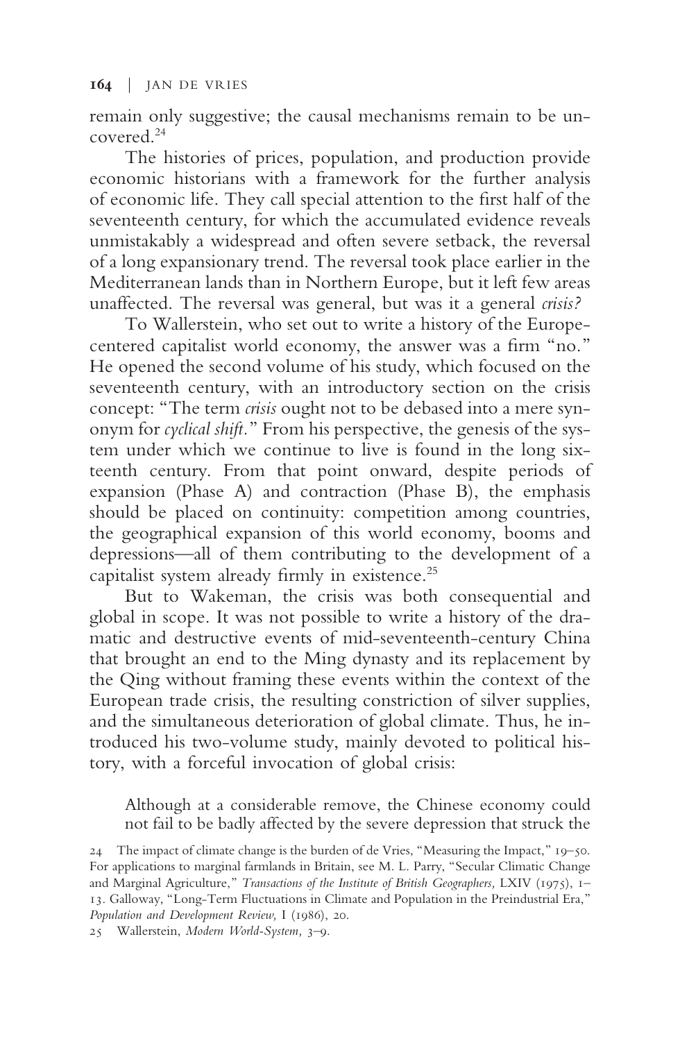remain only suggestive; the causal mechanisms remain to be uncovered.[24]

The histories of prices, population, and production provide economic historians with a framework for the further analysis of economic life. They call special attention to the first half of the seventeenth century, for which the accumulated evidence reveals unmistakably a widespread and often severe setback, the reversal of a long expansionary trend. The reversal took place earlier in the Mediterranean lands than in Northern Europe, but it left few areas unaffected. The reversal was general, but was it a general *crisis?*

To Wallerstein, who set out to write a history of the Europe-centered capitalist world economy, the answer was a firm "no." He opened the second volume of his study, which focused on the seventeenth century, with an introductory section on the crisis concept: "The term *crisis* ought not to be debased into a mere synonym for *cyclical shift.*" From his perspective, the genesis of the system under which we continue to live is found in the long sixteenth century. From that point onward, despite periods of expansion (Phase A) and contraction (Phase B), the emphasis should be placed on continuity: competition among countries, the geographical expansion of this world economy, booms and depressions—all of them contributing to the development of a capitalist system already firmly in existence.[25]

But to Wakeman, the crisis was both consequential and global in scope. It was not possible to write a history of the dramatic and destructive events of mid-seventeenth-century China that brought an end to the Ming dynasty and its replacement by the Qing without framing these events within the context of the European trade crisis, the resulting constriction of silver supplies, and the simultaneous deterioration of global climate. Thus, he introduced his two-volume study, mainly devoted to political history, with a forceful invocation of global crisis:

> Although at a considerable remove, the Chinese economy could not fail to be badly affected by the severe depression that struck the

24 The impact of climate change is the burden of de Vries, "Measuring the Impact," 19–50. For applications to marginal farmlands in Britain, see M. L. Parry, "Secular Climatic Change and Marginal Agriculture," *Transactions of the Institute of British Geographers,* LXIV (1975), 1–13. Galloway, "Long-Term Fluctuations in Climate and Population in the Preindustrial Era," *Population and Development Review,* I (1986), 20.

25 Wallerstein, *Modern World-System,* 3–9.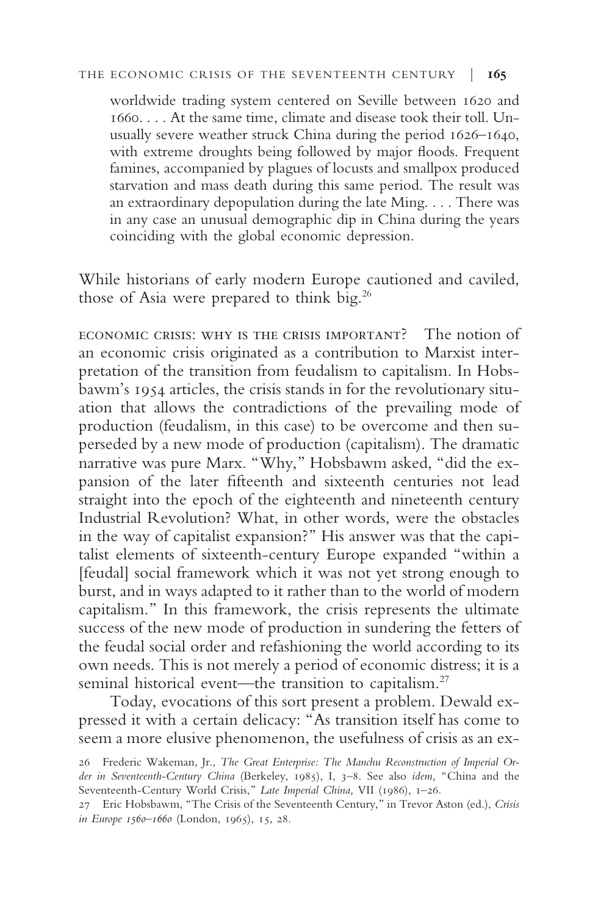> worldwide trading system centered on Seville between 1620 and 1660. . . . At the same time, climate and disease took their toll. Unusually severe weather struck China during the period 1626–1640, with extreme droughts being followed by major floods. Frequent famines, accompanied by plagues of locusts and smallpox produced starvation and mass death during this same period. The result was an extraordinary depopulation during the late Ming. . . . There was in any case an unusual demographic dip in China during the years coinciding with the global economic depression.

While historians of early modern Europe cautioned and caviled, those of Asia were prepared to think big.[26]

ECONOMIC CRISIS: WHY IS THE CRISIS IMPORTANT? The notion of an economic crisis originated as a contribution to Marxist interpretation of the transition from feudalism to capitalism. In Hobsbawm's 1954 articles, the crisis stands in for the revolutionary situation that allows the contradictions of the prevailing mode of production (feudalism, in this case) to be overcome and then superseded by a new mode of production (capitalism). The dramatic narrative was pure Marx. "Why," Hobsbawm asked, "did the expansion of the later fifteenth and sixteenth centuries not lead straight into the epoch of the eighteenth and nineteenth century Industrial Revolution? What, in other words, were the obstacles in the way of capitalist expansion?" His answer was that the capitalist elements of sixteenth-century Europe expanded "within a [feudal] social framework which it was not yet strong enough to burst, and in ways adapted to it rather than to the world of modern capitalism." In this framework, the crisis represents the ultimate success of the new mode of production in sundering the fetters of the feudal social order and refashioning the world according to its own needs. This is not merely a period of economic distress; it is a seminal historical event—the transition to capitalism.[27]

Today, evocations of this sort present a problem. Dewald expressed it with a certain delicacy: "As transition itself has come to seem a more elusive phenomenon, the usefulness of crisis as an ex-

26 Frederic Wakeman, Jr., *The Great Enterprise: The Manchu Reconstruction of Imperial Order in Seventeenth-Century China* (Berkeley, 1985), I, 3–8. See also *idem,* "China and the Seventeenth-Century World Crisis," *Late Imperial China,* VII (1986), 1–26.

27 Eric Hobsbawm, "The Crisis of the Seventeenth Century," in Trevor Aston (ed.), *Crisis in Europe 1560–1660* (London, 1965), 15, 28.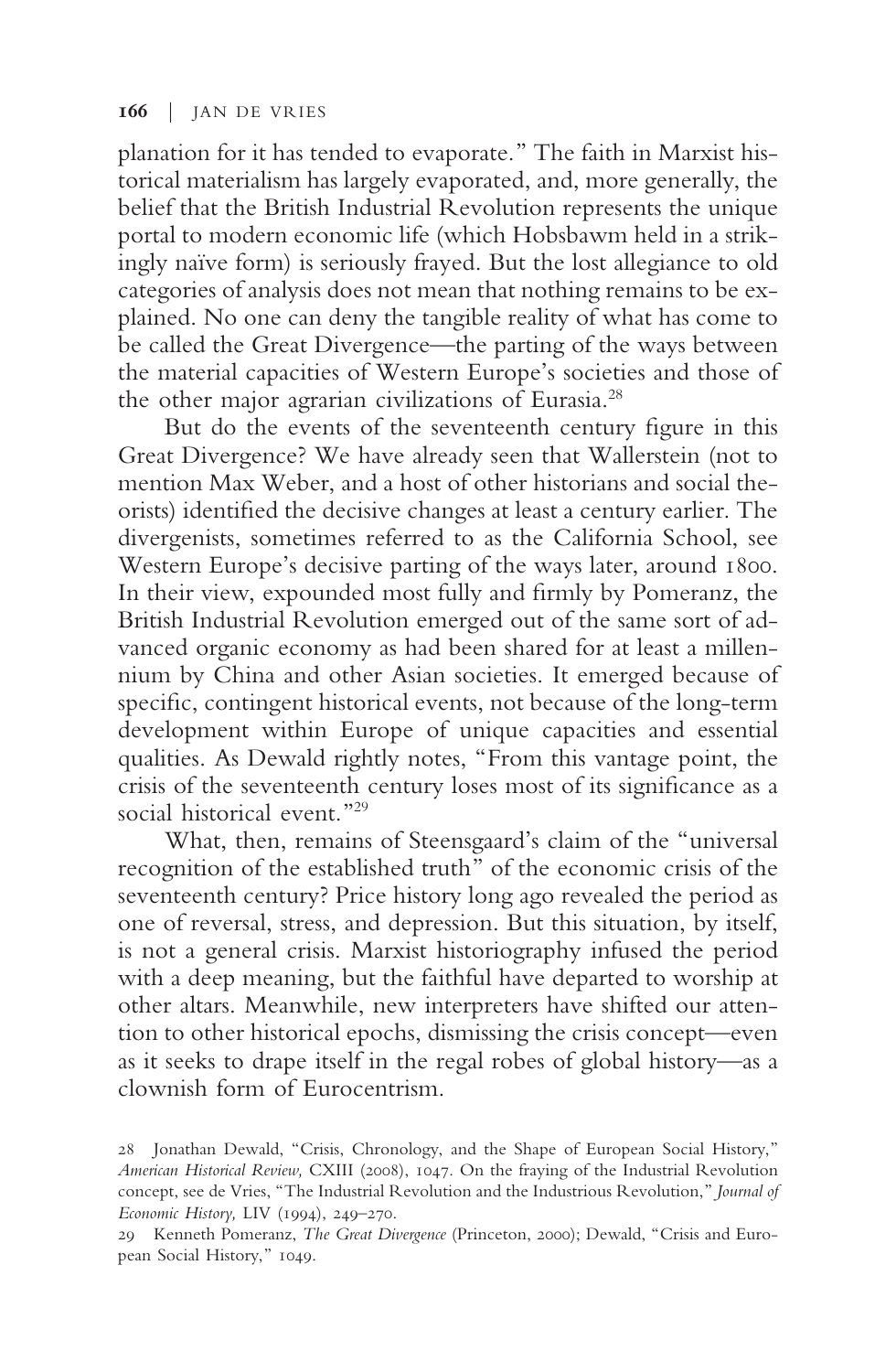planation for it has tended to evaporate." The faith in Marxist historical materialism has largely evaporated, and, more generally, the belief that the British Industrial Revolution represents the unique portal to modern economic life (which Hobsbawm held in a strikingly naïve form) is seriously frayed. But the lost allegiance to old categories of analysis does not mean that nothing remains to be explained. No one can deny the tangible reality of what has come to be called the Great Divergence—the parting of the ways between the material capacities of Western Europe's societies and those of the other major agrarian civilizations of Eurasia.[28]

But do the events of the seventeenth century figure in this Great Divergence? We have already seen that Wallerstein (not to mention Max Weber, and a host of other historians and social theorists) identified the decisive changes at least a century earlier. The divergenists, sometimes referred to as the California School, see Western Europe's decisive parting of the ways later, around 1800. In their view, expounded most fully and firmly by Pomeranz, the British Industrial Revolution emerged out of the same sort of advanced organic economy as had been shared for at least a millennium by China and other Asian societies. It emerged because of specific, contingent historical events, not because of the long-term development within Europe of unique capacities and essential qualities. As Dewald rightly notes, "From this vantage point, the crisis of the seventeenth century loses most of its significance as a social historical event."[29]

What, then, remains of Steensgaard's claim of the "universal recognition of the established truth" of the economic crisis of the seventeenth century? Price history long ago revealed the period as one of reversal, stress, and depression. But this situation, by itself, is not a general crisis. Marxist historiography infused the period with a deep meaning, but the faithful have departed to worship at other altars. Meanwhile, new interpreters have shifted our attention to other historical epochs, dismissing the crisis concept—even as it seeks to drape itself in the regal robes of global history—as a clownish form of Eurocentrism.

28 Jonathan Dewald, "Crisis, Chronology, and the Shape of European Social History," *American Historical Review,* CXIII (2008), 1047. On the fraying of the Industrial Revolution concept, see de Vries, "The Industrial Revolution and the Industrious Revolution," *Journal of Economic History,* LIV (1994), 249–270.

29 Kenneth Pomeranz, *The Great Divergence* (Princeton, 2000); Dewald, "Crisis and European Social History," 1049.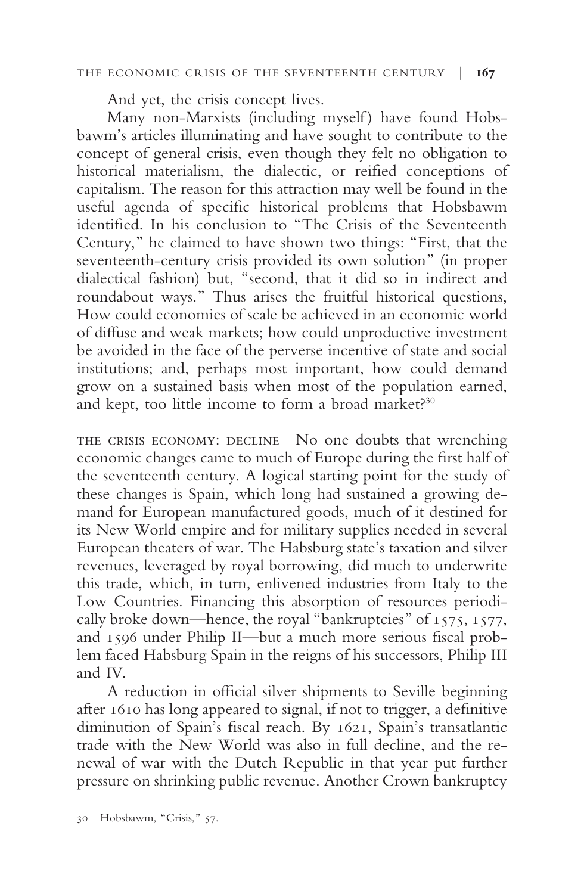And yet, the crisis concept lives.

Many non-Marxists (including myself) have found Hobsbawm's articles illuminating and have sought to contribute to the concept of general crisis, even though they felt no obligation to historical materialism, the dialectic, or reified conceptions of capitalism. The reason for this attraction may well be found in the useful agenda of specific historical problems that Hobsbawm identified. In his conclusion to "The Crisis of the Seventeenth Century," he claimed to have shown two things: "First, that the seventeenth-century crisis provided its own solution" (in proper dialectical fashion) but, "second, that it did so in indirect and roundabout ways." Thus arises the fruitful historical questions, How could economies of scale be achieved in an economic world of diffuse and weak markets; how could unproductive investment be avoided in the face of the perverse incentive of state and social institutions; and, perhaps most important, how could demand grow on a sustained basis when most of the population earned, and kept, too little income to form a broad market?[30]

THE CRISIS ECONOMY: DECLINE No one doubts that wrenching economic changes came to much of Europe during the first half of the seventeenth century. A logical starting point for the study of these changes is Spain, which long had sustained a growing demand for European manufactured goods, much of it destined for its New World empire and for military supplies needed in several European theaters of war. The Habsburg state's taxation and silver revenues, leveraged by royal borrowing, did much to underwrite this trade, which, in turn, enlivened industries from Italy to the Low Countries. Financing this absorption of resources periodically broke down—hence, the royal "bankruptcies" of 1575, 1577, and 1596 under Philip II—but a much more serious fiscal problem faced Habsburg Spain in the reigns of his successors, Philip III and IV.

A reduction in official silver shipments to Seville beginning after 1610 has long appeared to signal, if not to trigger, a definitive diminution of Spain's fiscal reach. By 1621, Spain's transatlantic trade with the New World was also in full decline, and the renewal of war with the Dutch Republic in that year put further pressure on shrinking public revenue. Another Crown bankruptcy

30 Hobsbawm, "Crisis," 57.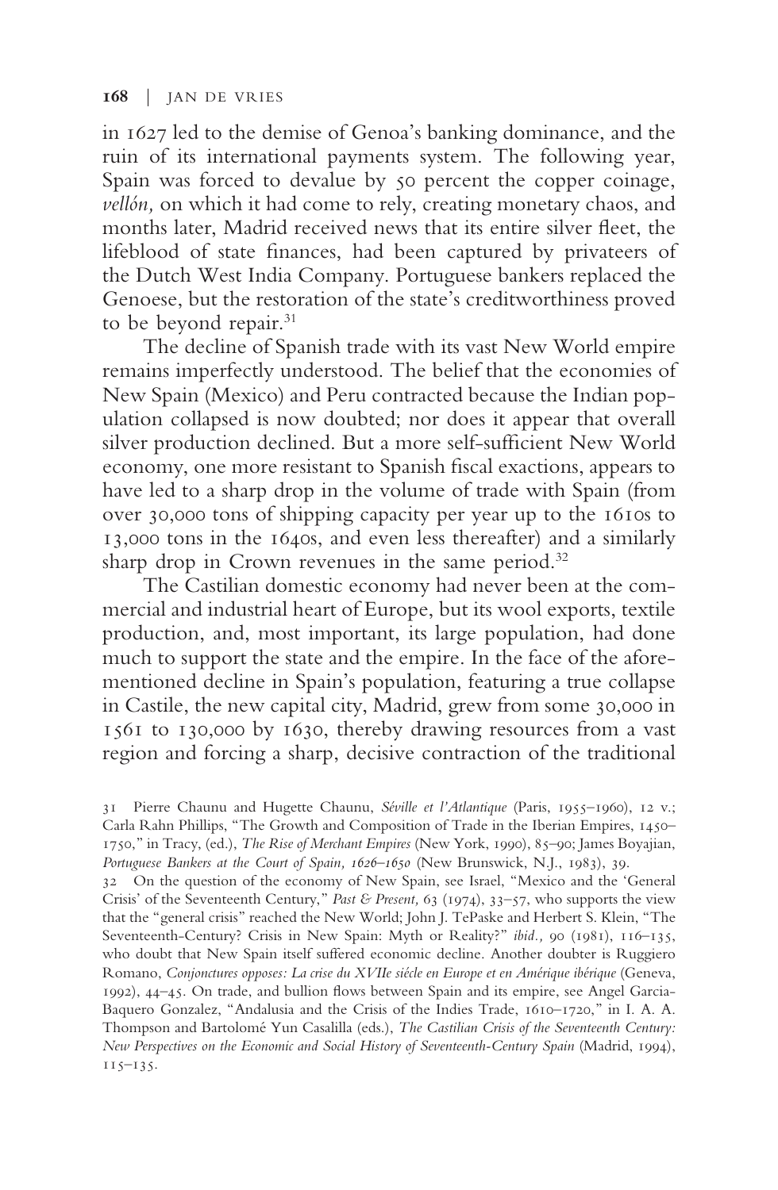in 1627 led to the demise of Genoa's banking dominance, and the ruin of its international payments system. The following year, Spain was forced to devalue by 50 percent the copper coinage, *vellón,* on which it had come to rely, creating monetary chaos, and months later, Madrid received news that its entire silver fleet, the lifeblood of state finances, had been captured by privateers of the Dutch West India Company. Portuguese bankers replaced the Genoese, but the restoration of the state's creditworthiness proved to be beyond repair.[31]

The decline of Spanish trade with its vast New World empire remains imperfectly understood. The belief that the economies of New Spain (Mexico) and Peru contracted because the Indian population collapsed is now doubted; nor does it appear that overall silver production declined. But a more self-sufficient New World economy, one more resistant to Spanish fiscal exactions, appears to have led to a sharp drop in the volume of trade with Spain (from over 30,000 tons of shipping capacity per year up to the 1610s to 13,000 tons in the 1640s, and even less thereafter) and a similarly sharp drop in Crown revenues in the same period.[32]

The Castilian domestic economy had never been at the commercial and industrial heart of Europe, but its wool exports, textile production, and, most important, its large population, had done much to support the state and the empire. In the face of the aforementioned decline in Spain's population, featuring a true collapse in Castile, the new capital city, Madrid, grew from some 30,000 in 1561 to 130,000 by 1630, thereby drawing resources from a vast region and forcing a sharp, decisive contraction of the traditional

31 Pierre Chaunu and Hugette Chaunu, *Séville et l'Atlantique* (Paris, 1955–1960), 12 v.; Carla Rahn Phillips, "The Growth and Composition of Trade in the Iberian Empires, 1450–1750," in Tracy, (ed.), *The Rise of Merchant Empires* (New York, 1990), 85–90; James Boyajian, *Portuguese Bankers at the Court of Spain, 1626–1650* (New Brunswick, N.J., 1983), 39.

32 On the question of the economy of New Spain, see Israel, "Mexico and the 'General Crisis' of the Seventeenth Century," *Past & Present,* 63 (1974), 33–57, who supports the view that the "general crisis" reached the New World; John J. TePaske and Herbert S. Klein, "The Seventeenth-Century? Crisis in New Spain: Myth or Reality?" *ibid.,* 90 (1981), 116–135, who doubt that New Spain itself suffered economic decline. Another doubter is Ruggiero Romano, *Conjonctures opposes: La crise du XVIIe siécle en Europe et en Amérique ibérique* (Geneva, 1992), 44–45. On trade, and bullion flows between Spain and its empire, see Angel Garcia-Baquero Gonzalez, "Andalusia and the Crisis of the Indies Trade, 1610–1720," in I. A. A. Thompson and Bartolomé Yun Casalilla (eds.), *The Castilian Crisis of the Seventeenth Century: New Perspectives on the Economic and Social History of Seventeenth-Century Spain* (Madrid, 1994), 115–135.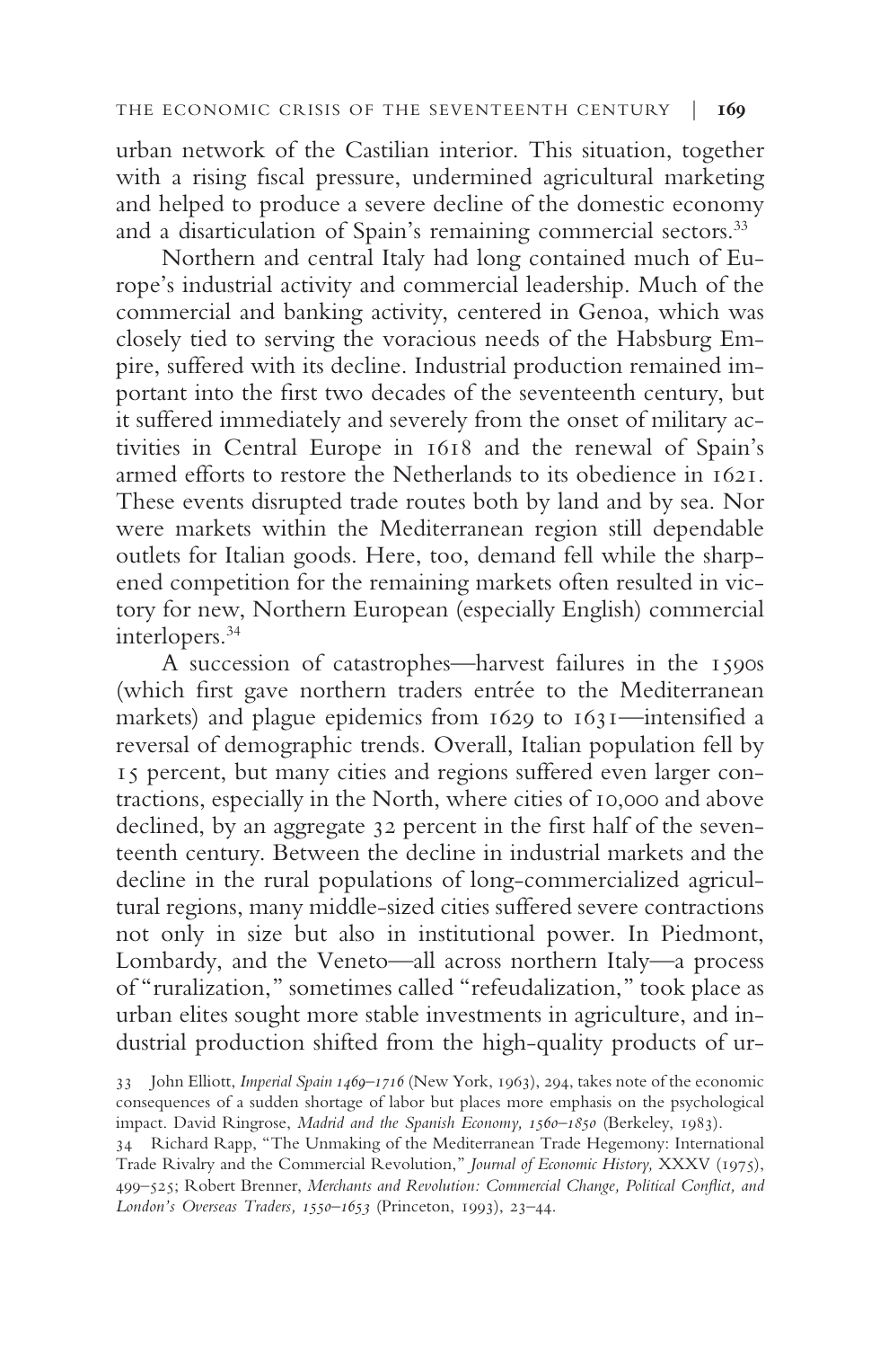urban network of the Castilian interior. This situation, together with a rising fiscal pressure, undermined agricultural marketing and helped to produce a severe decline of the domestic economy and a disarticulation of Spain's remaining commercial sectors.[33]

Northern and central Italy had long contained much of Europe's industrial activity and commercial leadership. Much of the commercial and banking activity, centered in Genoa, which was closely tied to serving the voracious needs of the Habsburg Empire, suffered with its decline. Industrial production remained important into the first two decades of the seventeenth century, but it suffered immediately and severely from the onset of military activities in Central Europe in 1618 and the renewal of Spain's armed efforts to restore the Netherlands to its obedience in 1621. These events disrupted trade routes both by land and by sea. Nor were markets within the Mediterranean region still dependable outlets for Italian goods. Here, too, demand fell while the sharpened competition for the remaining markets often resulted in victory for new, Northern European (especially English) commercial interlopers.[34]

A succession of catastrophes—harvest failures in the 1590s (which first gave northern traders entrée to the Mediterranean markets) and plague epidemics from 1629 to 1631—intensified a reversal of demographic trends. Overall, Italian population fell by 15 percent, but many cities and regions suffered even larger contractions, especially in the North, where cities of 10,000 and above declined, by an aggregate 32 percent in the first half of the seventeenth century. Between the decline in industrial markets and the decline in the rural populations of long-commercialized agricultural regions, many middle-sized cities suffered severe contractions not only in size but also in institutional power. In Piedmont, Lombardy, and the Veneto—all across northern Italy—a process of "ruralization," sometimes called "refeudalization," took place as urban elites sought more stable investments in agriculture, and industrial production shifted from the high-quality products of ur-

33 John Elliott, *Imperial Spain 1469–1716* (New York, 1963), 294, takes note of the economic consequences of a sudden shortage of labor but places more emphasis on the psychological impact. David Ringrose, *Madrid and the Spanish Economy, 1560–1850* (Berkeley, 1983).

34 Richard Rapp, "The Unmaking of the Mediterranean Trade Hegemony: International Trade Rivalry and the Commercial Revolution," *Journal of Economic History,* XXXV (1975), 499–525; Robert Brenner, *Merchants and Revolution: Commercial Change, Political Conflict, and London's Overseas Traders, 1550–1653* (Princeton, 1993), 23–44.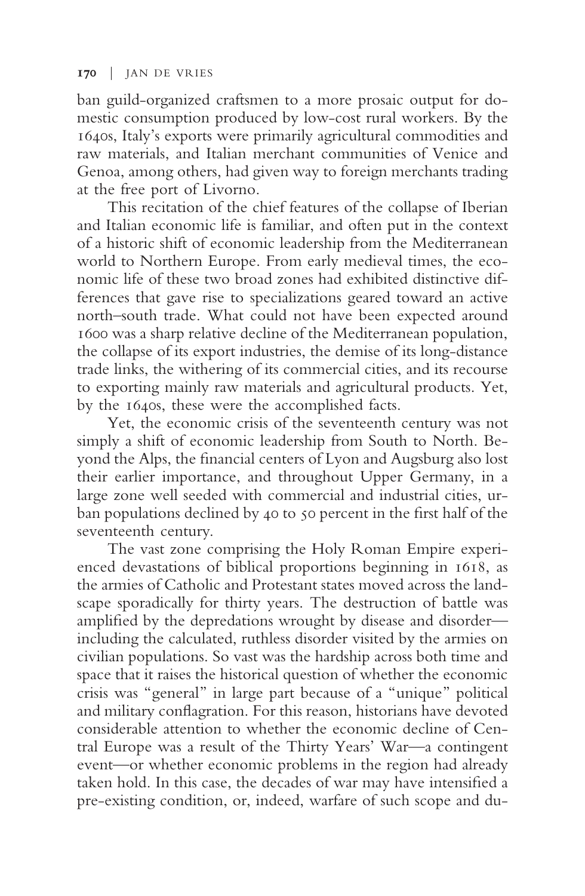ban guild-organized craftsmen to a more prosaic output for domestic consumption produced by low-cost rural workers. By the 1640s, Italy's exports were primarily agricultural commodities and raw materials, and Italian merchant communities of Venice and Genoa, among others, had given way to foreign merchants trading at the free port of Livorno.

This recitation of the chief features of the collapse of Iberian and Italian economic life is familiar, and often put in the context of a historic shift of economic leadership from the Mediterranean world to Northern Europe. From early medieval times, the economic life of these two broad zones had exhibited distinctive differences that gave rise to specializations geared toward an active north–south trade. What could not have been expected around 1600 was a sharp relative decline of the Mediterranean population, the collapse of its export industries, the demise of its long-distance trade links, the withering of its commercial cities, and its recourse to exporting mainly raw materials and agricultural products. Yet, by the 1640s, these were the accomplished facts.

Yet, the economic crisis of the seventeenth century was not simply a shift of economic leadership from South to North. Beyond the Alps, the financial centers of Lyon and Augsburg also lost their earlier importance, and throughout Upper Germany, in a large zone well seeded with commercial and industrial cities, urban populations declined by 40 to 50 percent in the first half of the seventeenth century.

The vast zone comprising the Holy Roman Empire experienced devastations of biblical proportions beginning in 1618, as the armies of Catholic and Protestant states moved across the landscape sporadically for thirty years. The destruction of battle was amplified by the depredations wrought by disease and disorder—including the calculated, ruthless disorder visited by the armies on civilian populations. So vast was the hardship across both time and space that it raises the historical question of whether the economic crisis was "general" in large part because of a "unique" political and military conflagration. For this reason, historians have devoted considerable attention to whether the economic decline of Central Europe was a result of the Thirty Years' War—a contingent event—or whether economic problems in the region had already taken hold. In this case, the decades of war may have intensified a pre-existing condition, or, indeed, warfare of such scope and du-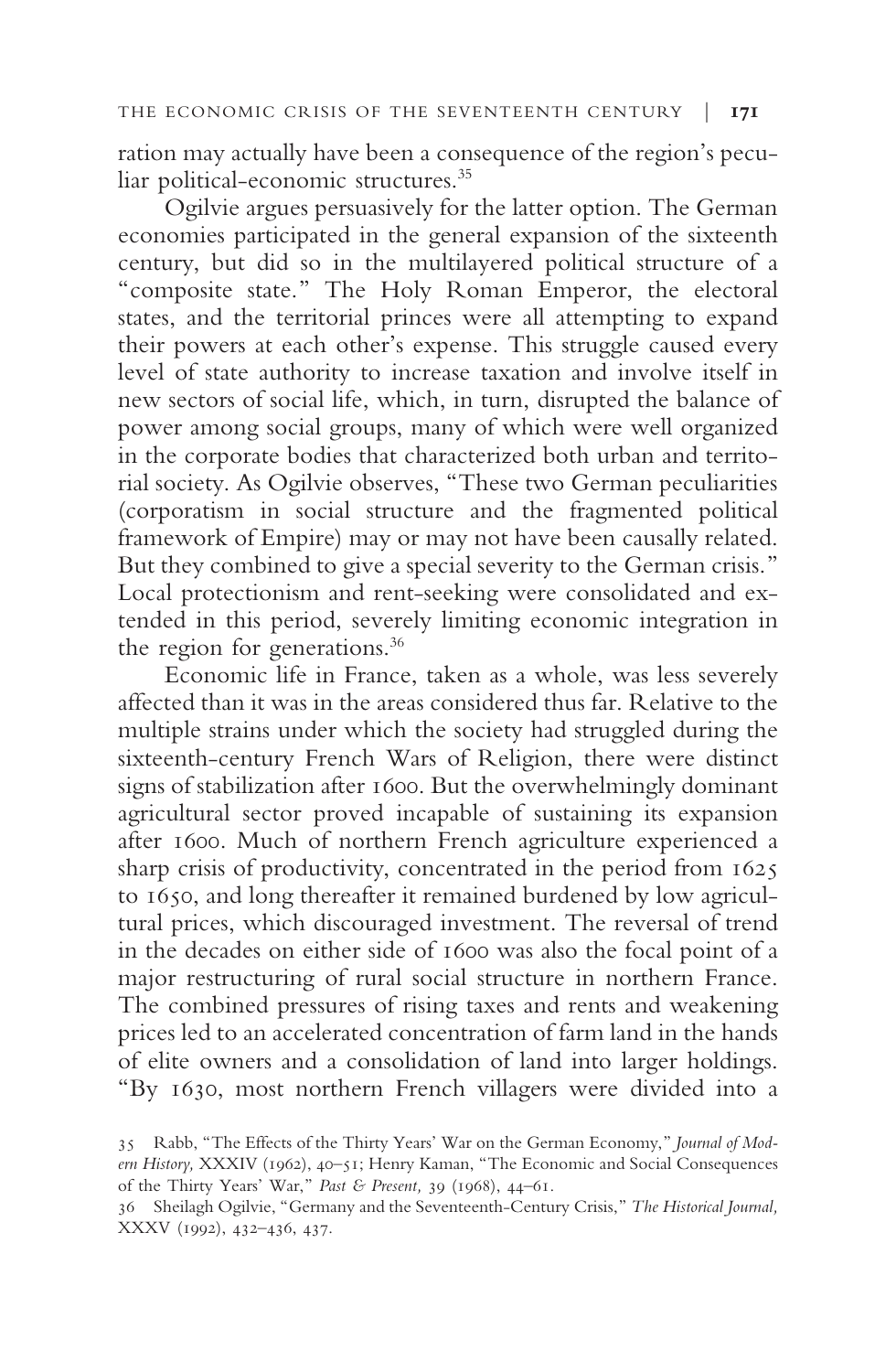ration may actually have been a consequence of the region's peculiar political-economic structures.[35]

Ogilvie argues persuasively for the latter option. The German economies participated in the general expansion of the sixteenth century, but did so in the multilayered political structure of a "composite state." The Holy Roman Emperor, the electoral states, and the territorial princes were all attempting to expand their powers at each other's expense. This struggle caused every level of state authority to increase taxation and involve itself in new sectors of social life, which, in turn, disrupted the balance of power among social groups, many of which were well organized in the corporate bodies that characterized both urban and territorial society. As Ogilvie observes, "These two German peculiarities (corporatism in social structure and the fragmented political framework of Empire) may or may not have been causally related. But they combined to give a special severity to the German crisis." Local protectionism and rent-seeking were consolidated and extended in this period, severely limiting economic integration in the region for generations.[36]

Economic life in France, taken as a whole, was less severely affected than it was in the areas considered thus far. Relative to the multiple strains under which the society had struggled during the sixteenth-century French Wars of Religion, there were distinct signs of stabilization after 1600. But the overwhelmingly dominant agricultural sector proved incapable of sustaining its expansion after 1600. Much of northern French agriculture experienced a sharp crisis of productivity, concentrated in the period from 1625 to 1650, and long thereafter it remained burdened by low agricultural prices, which discouraged investment. The reversal of trend in the decades on either side of 1600 was also the focal point of a major restructuring of rural social structure in northern France. The combined pressures of rising taxes and rents and weakening prices led to an accelerated concentration of farm land in the hands of elite owners and a consolidation of land into larger holdings. "By 1630, most northern French villagers were divided into a

35 Rabb, "The Effects of the Thirty Years' War on the German Economy," *Journal of Modern History,* XXXIV (1962), 40–51; Henry Kaman, "The Economic and Social Consequences of the Thirty Years' War," *Past & Present,* 39 (1968), 44–61.

36 Sheilagh Ogilvie, "Germany and the Seventeenth-Century Crisis," *The Historical Journal,* XXXV (1992), 432–436, 437.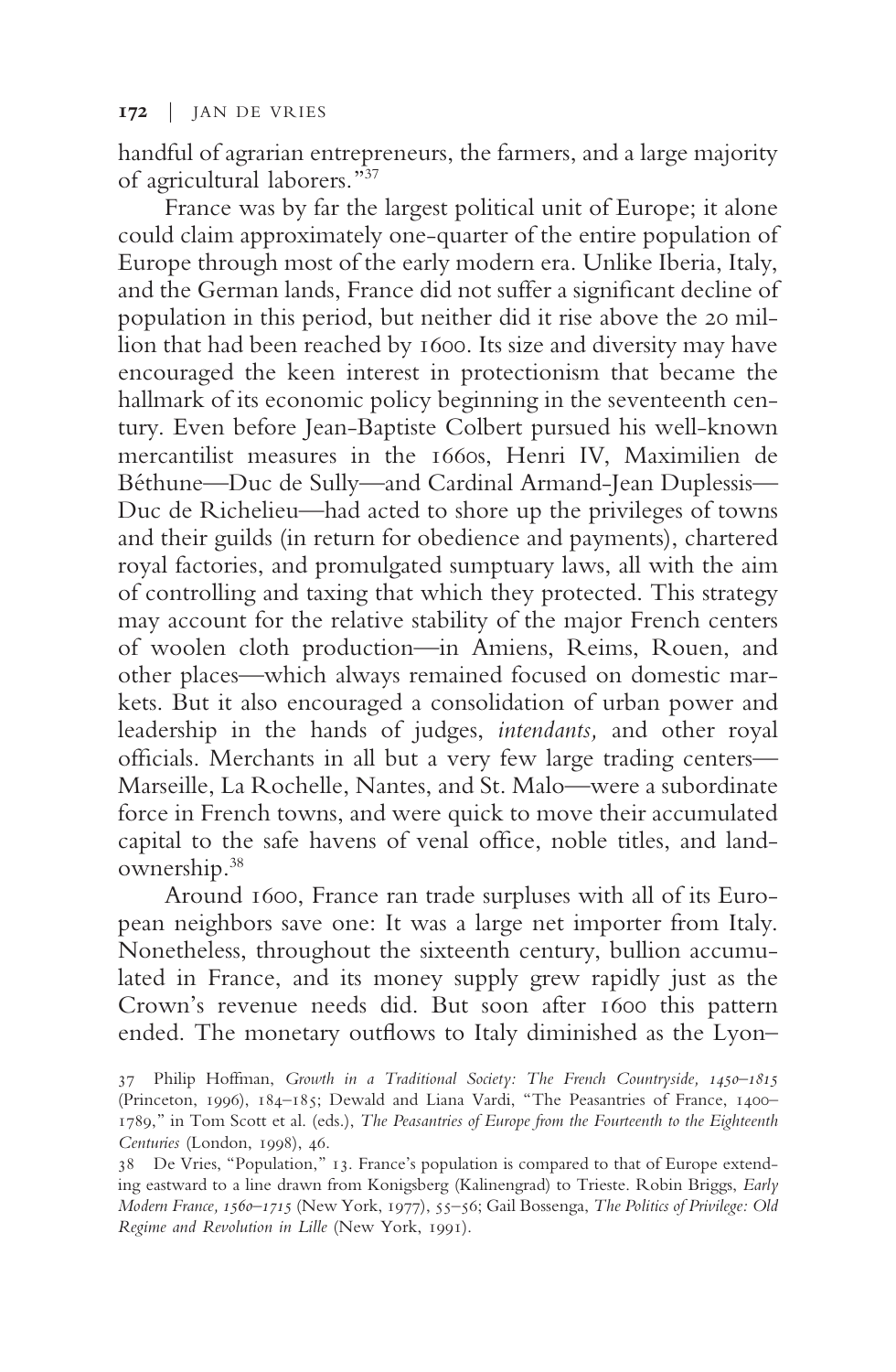handful of agrarian entrepreneurs, the farmers, and a large majority of agricultural laborers."[37]

France was by far the largest political unit of Europe; it alone could claim approximately one-quarter of the entire population of Europe through most of the early modern era. Unlike Iberia, Italy, and the German lands, France did not suffer a significant decline of population in this period, but neither did it rise above the 20 million that had been reached by 1600. Its size and diversity may have encouraged the keen interest in protectionism that became the hallmark of its economic policy beginning in the seventeenth century. Even before Jean-Baptiste Colbert pursued his well-known mercantilist measures in the 1660s, Henri IV, Maximilien de Béthune—Duc de Sully—and Cardinal Armand-Jean Duplessis—Duc de Richelieu—had acted to shore up the privileges of towns and their guilds (in return for obedience and payments), chartered royal factories, and promulgated sumptuary laws, all with the aim of controlling and taxing that which they protected. This strategy may account for the relative stability of the major French centers of woolen cloth production—in Amiens, Reims, Rouen, and other places—which always remained focused on domestic markets. But it also encouraged a consolidation of urban power and leadership in the hands of judges, *intendants,* and other royal officials. Merchants in all but a very few large trading centers—Marseille, La Rochelle, Nantes, and St. Malo—were a subordinate force in French towns, and were quick to move their accumulated capital to the safe havens of venal office, noble titles, and landownership.[38]

Around 1600, France ran trade surpluses with all of its European neighbors save one: It was a large net importer from Italy. Nonetheless, throughout the sixteenth century, bullion accumulated in France, and its money supply grew rapidly just as the Crown's revenue needs did. But soon after 1600 this pattern ended. The monetary outflows to Italy diminished as the Lyon–

37 Philip Hoffman, *Growth in a Traditional Society: The French Countryside, 1450–1815* (Princeton, 1996), 184–185; Dewald and Liana Vardi, "The Peasantries of France, 1400–1789," in Tom Scott et al. (eds.), *The Peasantries of Europe from the Fourteenth to the Eighteenth Centuries* (London, 1998), 46.

38 De Vries, "Population," 13. France's population is compared to that of Europe extending eastward to a line drawn from Konigsberg (Kalinengrad) to Trieste. Robin Briggs, *Early Modern France, 1560–1715* (New York, 1977), 55–56; Gail Bossenga, *The Politics of Privilege: Old Regime and Revolution in Lille* (New York, 1991).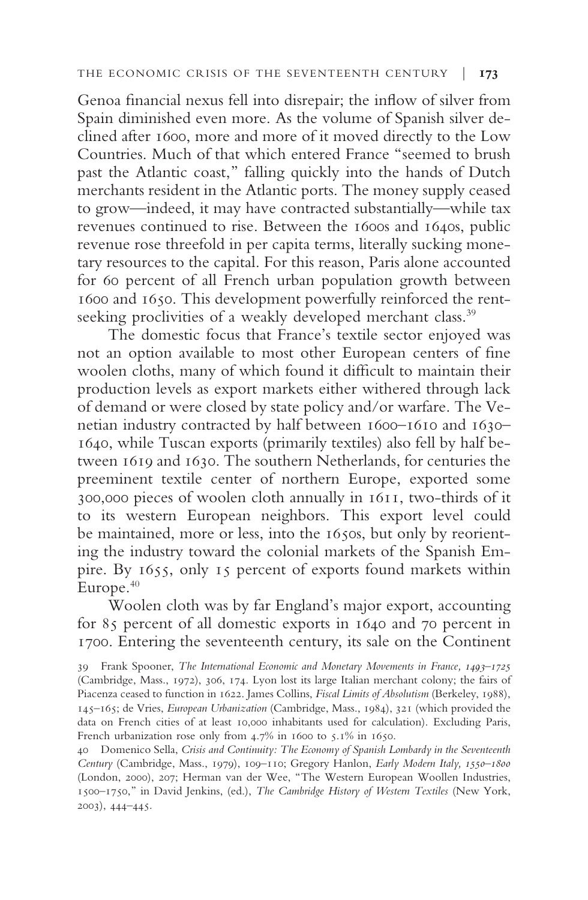Genoa financial nexus fell into disrepair; the inflow of silver from Spain diminished even more. As the volume of Spanish silver declined after 1600, more and more of it moved directly to the Low Countries. Much of that which entered France "seemed to brush past the Atlantic coast," falling quickly into the hands of Dutch merchants resident in the Atlantic ports. The money supply ceased to grow—indeed, it may have contracted substantially—while tax revenues continued to rise. Between the 1600s and 1640s, public revenue rose threefold in per capita terms, literally sucking monetary resources to the capital. For this reason, Paris alone accounted for 60 percent of all French urban population growth between 1600 and 1650. This development powerfully reinforced the rent-seeking proclivities of a weakly developed merchant class.[39]

The domestic focus that France's textile sector enjoyed was not an option available to most other European centers of fine woolen cloths, many of which found it difficult to maintain their production levels as export markets either withered through lack of demand or were closed by state policy and/or warfare. The Venetian industry contracted by half between 1600–1610 and 1630–1640, while Tuscan exports (primarily textiles) also fell by half between 1619 and 1630. The southern Netherlands, for centuries the preeminent textile center of northern Europe, exported some 300,000 pieces of woolen cloth annually in 1611, two-thirds of it to its western European neighbors. This export level could be maintained, more or less, into the 1650s, but only by reorienting the industry toward the colonial markets of the Spanish Empire. By 1655, only 15 percent of exports found markets within Europe.[40]

Woolen cloth was by far England's major export, accounting for 85 percent of all domestic exports in 1640 and 70 percent in 1700. Entering the seventeenth century, its sale on the Continent

39 Frank Spooner, *The International Economic and Monetary Movements in France, 1493–1725* (Cambridge, Mass., 1972), 306, 174. Lyon lost its large Italian merchant colony; the fairs of Piacenza ceased to function in 1622. James Collins, *Fiscal Limits of Absolutism* (Berkeley, 1988), 145–165; de Vries, *European Urbanization* (Cambridge, Mass., 1984), 321 (which provided the data on French cities of at least 10,000 inhabitants used for calculation). Excluding Paris, French urbanization rose only from 4.7% in 1600 to 5.1% in 1650.

40 Domenico Sella, *Crisis and Continuity: The Economy of Spanish Lombardy in the Seventeenth Century* (Cambridge, Mass., 1979), 109–110; Gregory Hanlon, *Early Modern Italy, 1550–1800* (London, 2000), 207; Herman van der Wee, "The Western European Woollen Industries, 1500–1750," in David Jenkins, (ed.), *The Cambridge History of Western Textiles* (New York, 2003), 444–445.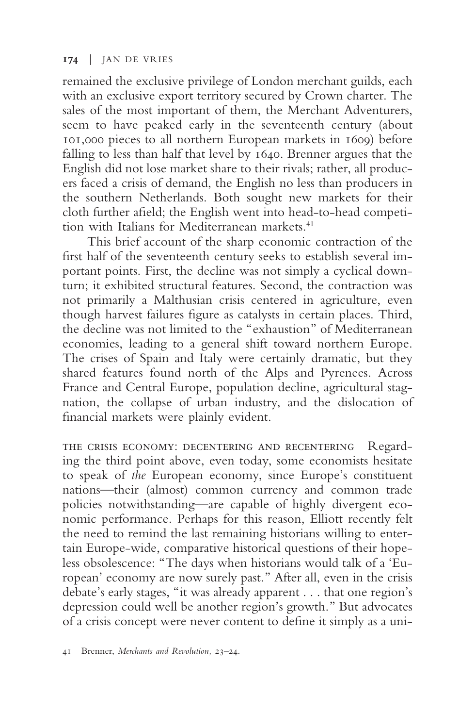remained the exclusive privilege of London merchant guilds, each with an exclusive export territory secured by Crown charter. The sales of the most important of them, the Merchant Adventurers, seem to have peaked early in the seventeenth century (about 101,000 pieces to all northern European markets in 1609) before falling to less than half that level by 1640. Brenner argues that the English did not lose market share to their rivals; rather, all producers faced a crisis of demand, the English no less than producers in the southern Netherlands. Both sought new markets for their cloth further afield; the English went into head-to-head competition with Italians for Mediterranean markets.[41]

This brief account of the sharp economic contraction of the first half of the seventeenth century seeks to establish several important points. First, the decline was not simply a cyclical downturn; it exhibited structural features. Second, the contraction was not primarily a Malthusian crisis centered in agriculture, even though harvest failures figure as catalysts in certain places. Third, the decline was not limited to the "exhaustion" of Mediterranean economies, leading to a general shift toward northern Europe. The crises of Spain and Italy were certainly dramatic, but they shared features found north of the Alps and Pyrenees. Across France and Central Europe, population decline, agricultural stagnation, the collapse of urban industry, and the dislocation of financial markets were plainly evident.

THE CRISIS ECONOMY: DECENTERING AND RECENTERING Regarding the third point above, even today, some economists hesitate to speak of *the* European economy, since Europe's constituent nations—their (almost) common currency and common trade policies notwithstanding—are capable of highly divergent economic performance. Perhaps for this reason, Elliott recently felt the need to remind the last remaining historians willing to entertain Europe-wide, comparative historical questions of their hopeless obsolescence: "The days when historians would talk of a 'European' economy are now surely past." After all, even in the crisis debate's early stages, "it was already apparent . . . that one region's depression could well be another region's growth." But advocates of a crisis concept were never content to define it simply as a uni-

41 Brenner, *Merchants and Revolution,* 23–24.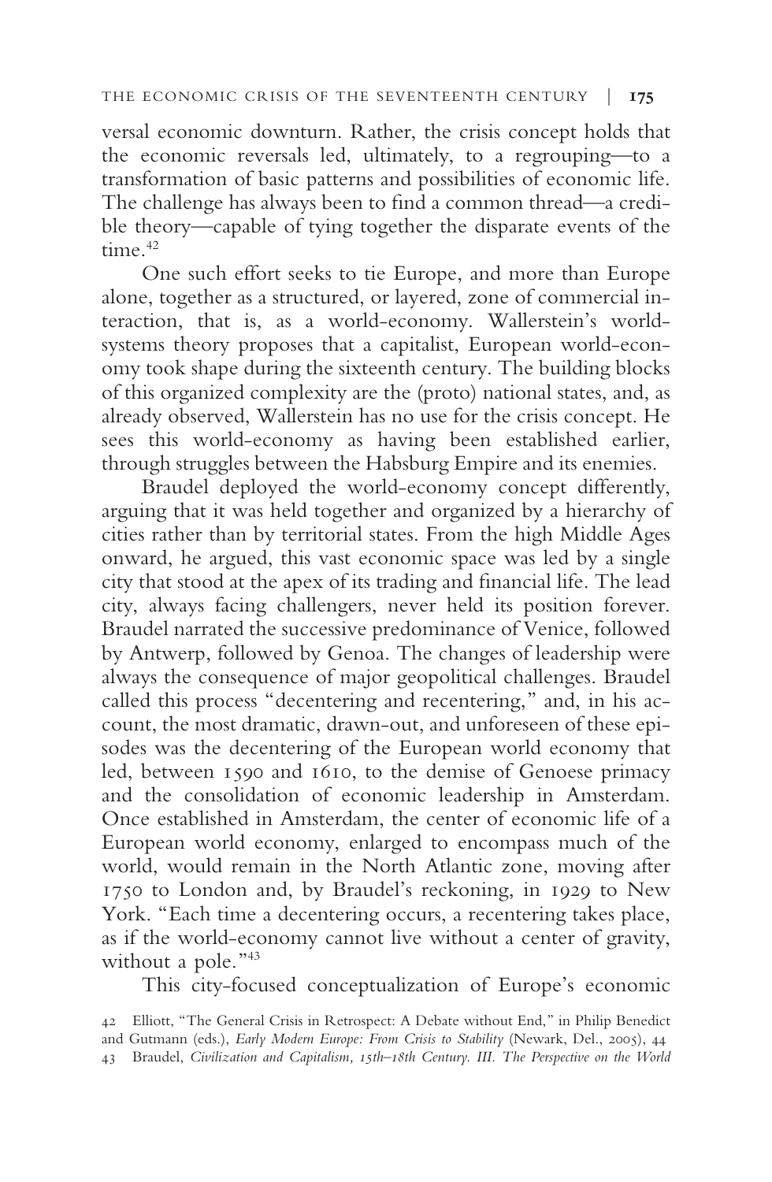versal economic downturn. Rather, the crisis concept holds that the economic reversals led, ultimately, to a regrouping—to a transformation of basic patterns and possibilities of economic life. The challenge has always been to find a common thread—a credible theory—capable of tying together the disparate events of the time.[42]

One such effort seeks to tie Europe, and more than Europe alone, together as a structured, or layered, zone of commercial interaction, that is, as a world-economy. Wallerstein's world-systems theory proposes that a capitalist, European world-economy took shape during the sixteenth century. The building blocks of this organized complexity are the (proto) national states, and, as already observed, Wallerstein has no use for the crisis concept. He sees this world-economy as having been established earlier, through struggles between the Habsburg Empire and its enemies.

Braudel deployed the world-economy concept differently, arguing that it was held together and organized by a hierarchy of cities rather than by territorial states. From the high Middle Ages onward, he argued, this vast economic space was led by a single city that stood at the apex of its trading and financial life. The lead city, always facing challengers, never held its position forever. Braudel narrated the successive predominance of Venice, followed by Antwerp, followed by Genoa. The changes of leadership were always the consequence of major geopolitical challenges. Braudel called this process "decentering and recentering," and, in his account, the most dramatic, drawn-out, and unforeseen of these episodes was the decentering of the European world economy that led, between 1590 and 1610, to the demise of Genoese primacy and the consolidation of economic leadership in Amsterdam. Once established in Amsterdam, the center of economic life of a European world economy, enlarged to encompass much of the world, would remain in the North Atlantic zone, moving after 1750 to London and, by Braudel's reckoning, in 1929 to New York. "Each time a decentering occurs, a recentering takes place, as if the world-economy cannot live without a center of gravity, without a pole."[43]

This city-focused conceptualization of Europe's economic

42 Elliott, "The General Crisis in Retrospect: A Debate without End," in Philip Benedict and Gutmann (eds.), *Early Modern Europe: From Crisis to Stability* (Newark, Del., 2005), 44

43 Braudel, *Civilization and Capitalism, 15th–18th Century. III. The Perspective on the World*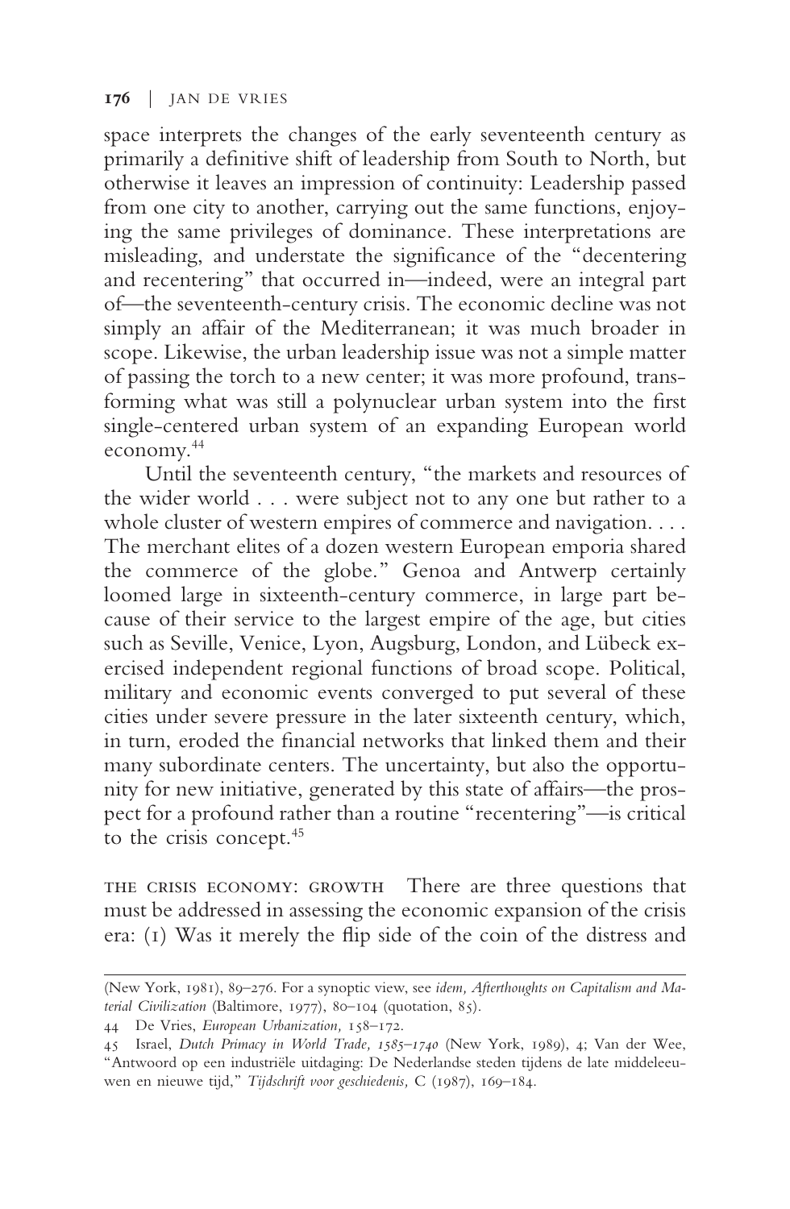space interprets the changes of the early seventeenth century as primarily a definitive shift of leadership from South to North, but otherwise it leaves an impression of continuity: Leadership passed from one city to another, carrying out the same functions, enjoying the same privileges of dominance. These interpretations are misleading, and understate the significance of the "decentering and recentering" that occurred in—indeed, were an integral part of—the seventeenth-century crisis. The economic decline was not simply an affair of the Mediterranean; it was much broader in scope. Likewise, the urban leadership issue was not a simple matter of passing the torch to a new center; it was more profound, transforming what was still a polynuclear urban system into the first single-centered urban system of an expanding European world economy.[44]

Until the seventeenth century, "the markets and resources of the wider world . . . were subject not to any one but rather to a whole cluster of western empires of commerce and navigation. . . . The merchant elites of a dozen western European emporia shared the commerce of the globe." Genoa and Antwerp certainly loomed large in sixteenth-century commerce, in large part because of their service to the largest empire of the age, but cities such as Seville, Venice, Lyon, Augsburg, London, and Lübeck exercised independent regional functions of broad scope. Political, military and economic events converged to put several of these cities under severe pressure in the later sixteenth century, which, in turn, eroded the financial networks that linked them and their many subordinate centers. The uncertainty, but also the opportunity for new initiative, generated by this state of affairs—the prospect for a profound rather than a routine "recentering"—is critical to the crisis concept.[45]

THE CRISIS ECONOMY: GROWTH There are three questions that must be addressed in assessing the economic expansion of the crisis era: (1) Was it merely the flip side of the coin of the distress and

(New York, 1981), 89–276. For a synoptic view, see *idem, Afterthoughts on Capitalism and Material Civilization* (Baltimore, 1977), 80–104 (quotation, 85).

44 De Vries, *European Urbanization,* 158–172.

45 Israel, *Dutch Primacy in World Trade, 1585–1740* (New York, 1989), 4; Van der Wee, "Antwoord op een industriële uitdaging: De Nederlandse steden tijdens de late middeleeuwen en nieuwe tijd," *Tijdschrift voor geschiedenis,* C (1987), 169–184.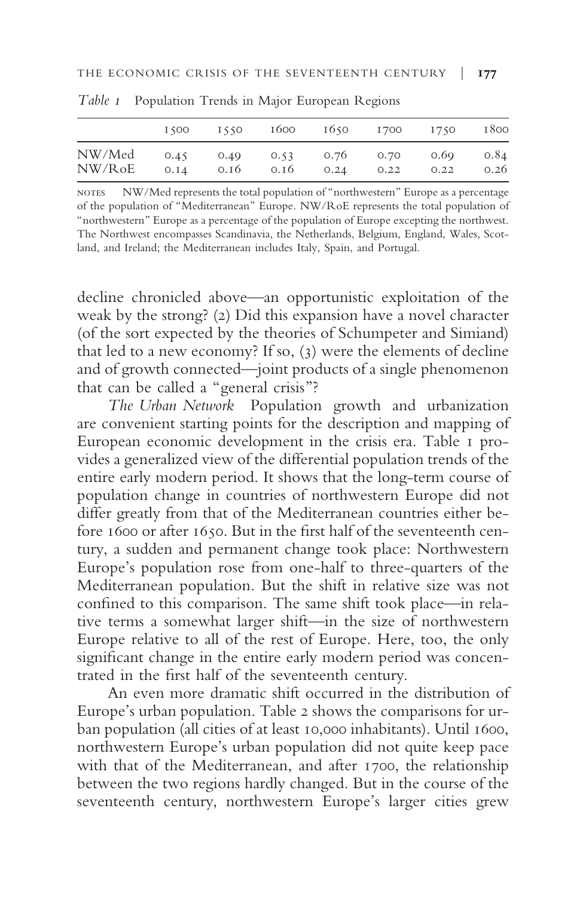*Table 1* Population Trends in Major European Regions

| | 1500 | 1550 | 1600 | 1650 | 1700 | 1750 | 1800 |
|---|---|---|---|---|---|---|---|
| NW/Med | 0.45 | 0.49 | 0.53 | 0.76 | 0.70 | 0.69 | 0.84 |
| NW/RoE | 0.14 | 0.16 | 0.16 | 0.24 | 0.22 | 0.22 | 0.26 |

NOTES NW/Med represents the total population of "northwestern" Europe as a percentage of the population of "Mediterranean" Europe. NW/RoE represents the total population of "northwestern" Europe as a percentage of the population of Europe excepting the northwest. The Northwest encompasses Scandinavia, the Netherlands, Belgium, England, Wales, Scotland, and Ireland; the Mediterranean includes Italy, Spain, and Portugal.

decline chronicled above—an opportunistic exploitation of the weak by the strong? (2) Did this expansion have a novel character (of the sort expected by the theories of Schumpeter and Simiand) that led to a new economy? If so, (3) were the elements of decline and of growth connected—joint products of a single phenomenon that can be called a "general crisis"?

*The Urban Network* Population growth and urbanization are convenient starting points for the description and mapping of European economic development in the crisis era. Table 1 provides a generalized view of the differential population trends of the entire early modern period. It shows that the long-term course of population change in countries of northwestern Europe did not differ greatly from that of the Mediterranean countries either before 1600 or after 1650. But in the first half of the seventeenth century, a sudden and permanent change took place: Northwestern Europe's population rose from one-half to three-quarters of the Mediterranean population. But the shift in relative size was not confined to this comparison. The same shift took place—in relative terms a somewhat larger shift—in the size of northwestern Europe relative to all of the rest of Europe. Here, too, the only significant change in the entire early modern period was concentrated in the first half of the seventeenth century.

An even more dramatic shift occurred in the distribution of Europe's urban population. Table 2 shows the comparisons for urban population (all cities of at least 10,000 inhabitants). Until 1600, northwestern Europe's urban population did not quite keep pace with that of the Mediterranean, and after 1700, the relationship between the two regions hardly changed. But in the course of the seventeenth century, northwestern Europe's larger cities grew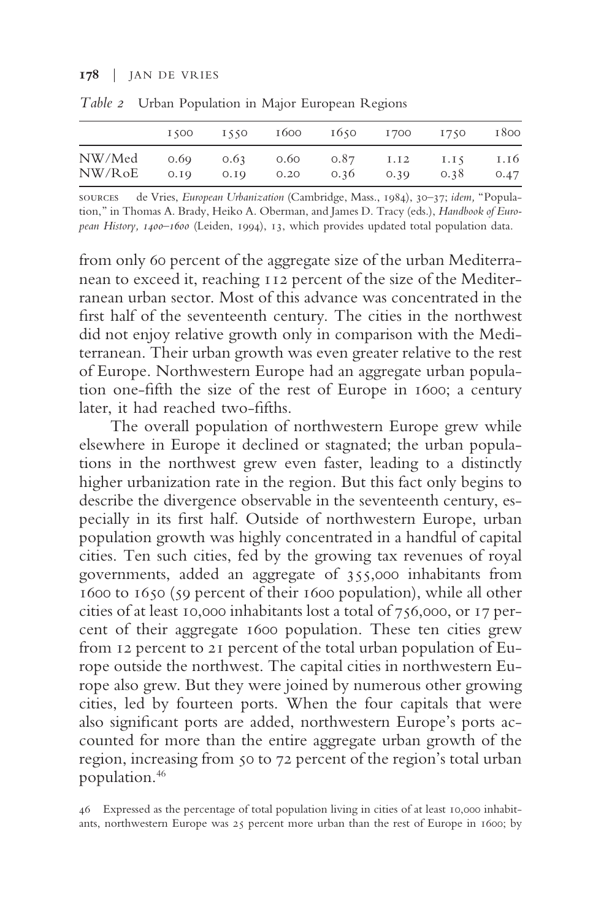*Table 2* Urban Population in Major European Regions

| | 1500 | 1550 | 1600 | 1650 | 1700 | 1750 | 1800 |
|---|---|---|---|---|---|---|---|
| NW/Med | 0.69 | 0.63 | 0.60 | 0.87 | 1.12 | 1.15 | 1.16 |
| NW/RoE | 0.19 | 0.19 | 0.20 | 0.36 | 0.39 | 0.38 | 0.47 |

SOURCES de Vries, *European Urbanization* (Cambridge, Mass., 1984), 30–37; *idem,* "Population," in Thomas A. Brady, Heiko A. Oberman, and James D. Tracy (eds.), *Handbook of European History, 1400–1600* (Leiden, 1994), 13, which provides updated total population data.

from only 60 percent of the aggregate size of the urban Mediterranean to exceed it, reaching 112 percent of the size of the Mediterranean urban sector. Most of this advance was concentrated in the first half of the seventeenth century. The cities in the northwest did not enjoy relative growth only in comparison with the Mediterranean. Their urban growth was even greater relative to the rest of Europe. Northwestern Europe had an aggregate urban population one-fifth the size of the rest of Europe in 1600; a century later, it had reached two-fifths.

The overall population of northwestern Europe grew while elsewhere in Europe it declined or stagnated; the urban populations in the northwest grew even faster, leading to a distinctly higher urbanization rate in the region. But this fact only begins to describe the divergence observable in the seventeenth century, especially in its first half. Outside of northwestern Europe, urban population growth was highly concentrated in a handful of capital cities. Ten such cities, fed by the growing tax revenues of royal governments, added an aggregate of 355,000 inhabitants from 1600 to 1650 (59 percent of their 1600 population), while all other cities of at least 10,000 inhabitants lost a total of 756,000, or 17 percent of their aggregate 1600 population. These ten cities grew from 12 percent to 21 percent of the total urban population of Europe outside the northwest. The capital cities in northwestern Europe also grew. But they were joined by numerous other growing cities, led by fourteen ports. When the four capitals that were also significant ports are added, northwestern Europe's ports accounted for more than the entire aggregate urban growth of the region, increasing from 50 to 72 percent of the region's total urban population.[46]

46 Expressed as the percentage of total population living in cities of at least 10,000 inhabitants, northwestern Europe was 25 percent more urban than the rest of Europe in 1600; by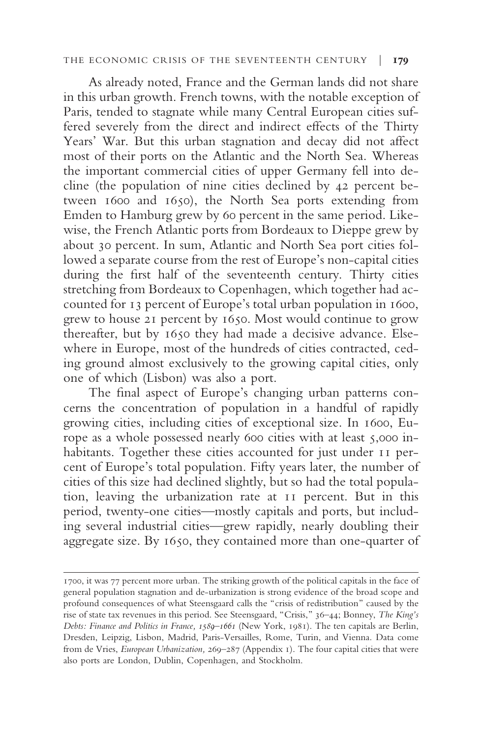As already noted, France and the German lands did not share in this urban growth. French towns, with the notable exception of Paris, tended to stagnate while many Central European cities suffered severely from the direct and indirect effects of the Thirty Years' War. But this urban stagnation and decay did not affect most of their ports on the Atlantic and the North Sea. Whereas the important commercial cities of upper Germany fell into decline (the population of nine cities declined by 42 percent between 1600 and 1650), the North Sea ports extending from Emden to Hamburg grew by 60 percent in the same period. Likewise, the French Atlantic ports from Bordeaux to Dieppe grew by about 30 percent. In sum, Atlantic and North Sea port cities followed a separate course from the rest of Europe's non-capital cities during the first half of the seventeenth century. Thirty cities stretching from Bordeaux to Copenhagen, which together had accounted for 13 percent of Europe's total urban population in 1600, grew to house 21 percent by 1650. Most would continue to grow thereafter, but by 1650 they had made a decisive advance. Elsewhere in Europe, most of the hundreds of cities contracted, ceding ground almost exclusively to the growing capital cities, only one of which (Lisbon) was also a port.

The final aspect of Europe's changing urban patterns concerns the concentration of population in a handful of rapidly growing cities, including cities of exceptional size. In 1600, Europe as a whole possessed nearly 600 cities with at least 5,000 inhabitants. Together these cities accounted for just under 11 percent of Europe's total population. Fifty years later, the number of cities of this size had declined slightly, but so had the total population, leaving the urbanization rate at 11 percent. But in this period, twenty-one cities—mostly capitals and ports, but including several industrial cities—grew rapidly, nearly doubling their aggregate size. By 1650, they contained more than one-quarter of

---

1700, it was 77 percent more urban. The striking growth of the political capitals in the face of general population stagnation and de-urbanization is strong evidence of the broad scope and profound consequences of what Steensgaard calls the "crisis of redistribution" caused by the rise of state tax revenues in this period. See Steensgaard, "Crisis," 36–44; Bonney, *The King's Debts: Finance and Politics in France, 1589–1661* (New York, 1981). The ten capitals are Berlin, Dresden, Leipzig, Lisbon, Madrid, Paris-Versailles, Rome, Turin, and Vienna. Data come from de Vries, *European Urbanization,* 269–287 (Appendix 1). The four capital cities that were also ports are London, Dublin, Copenhagen, and Stockholm.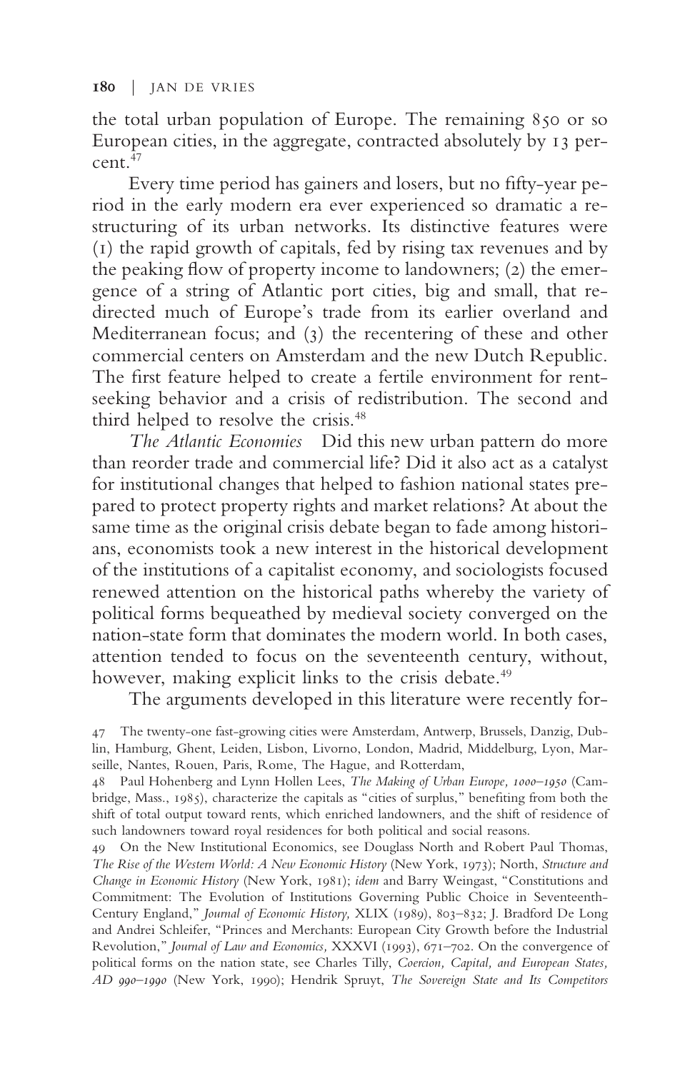the total urban population of Europe. The remaining 850 or so European cities, in the aggregate, contracted absolutely by 13 percent.[47]

Every time period has gainers and losers, but no fifty-year period in the early modern era ever experienced so dramatic a restructuring of its urban networks. Its distinctive features were (1) the rapid growth of capitals, fed by rising tax revenues and by the peaking flow of property income to landowners; (2) the emergence of a string of Atlantic port cities, big and small, that redirected much of Europe's trade from its earlier overland and Mediterranean focus; and (3) the recentering of these and other commercial centers on Amsterdam and the new Dutch Republic. The first feature helped to create a fertile environment for rent-seeking behavior and a crisis of redistribution. The second and third helped to resolve the crisis.[48]

*The Atlantic Economies* Did this new urban pattern do more than reorder trade and commercial life? Did it also act as a catalyst for institutional changes that helped to fashion national states prepared to protect property rights and market relations? At about the same time as the original crisis debate began to fade among historians, economists took a new interest in the historical development of the institutions of a capitalist economy, and sociologists focused renewed attention on the historical paths whereby the variety of political forms bequeathed by medieval society converged on the nation-state form that dominates the modern world. In both cases, attention tended to focus on the seventeenth century, without, however, making explicit links to the crisis debate.[49]

The arguments developed in this literature were recently for-

47 The twenty-one fast-growing cities were Amsterdam, Antwerp, Brussels, Danzig, Dublin, Hamburg, Ghent, Leiden, Lisbon, Livorno, London, Madrid, Middelburg, Lyon, Marseille, Nantes, Rouen, Paris, Rome, The Hague, and Rotterdam,

48 Paul Hohenberg and Lynn Hollen Lees, *The Making of Urban Europe, 1000–1950* (Cambridge, Mass., 1985), characterize the capitals as "cities of surplus," benefiting from both the shift of total output toward rents, which enriched landowners, and the shift of residence of such landowners toward royal residences for both political and social reasons.

49 On the New Institutional Economics, see Douglass North and Robert Paul Thomas, *The Rise of the Western World: A New Economic History* (New York, 1973); North, *Structure and Change in Economic History* (New York, 1981); *idem* and Barry Weingast, "Constitutions and Commitment: The Evolution of Institutions Governing Public Choice in Seventeenth-Century England," *Journal of Economic History,* XLIX (1989), 803–832; J. Bradford De Long and Andrei Schleifer, "Princes and Merchants: European City Growth before the Industrial Revolution," *Journal of Law and Economics,* XXXVI (1993), 671–702. On the convergence of political forms on the nation state, see Charles Tilly, *Coercion, Capital, and European States, AD 990–1990* (New York, 1990); Hendrik Spruyt, *The Sovereign State and Its Competitors*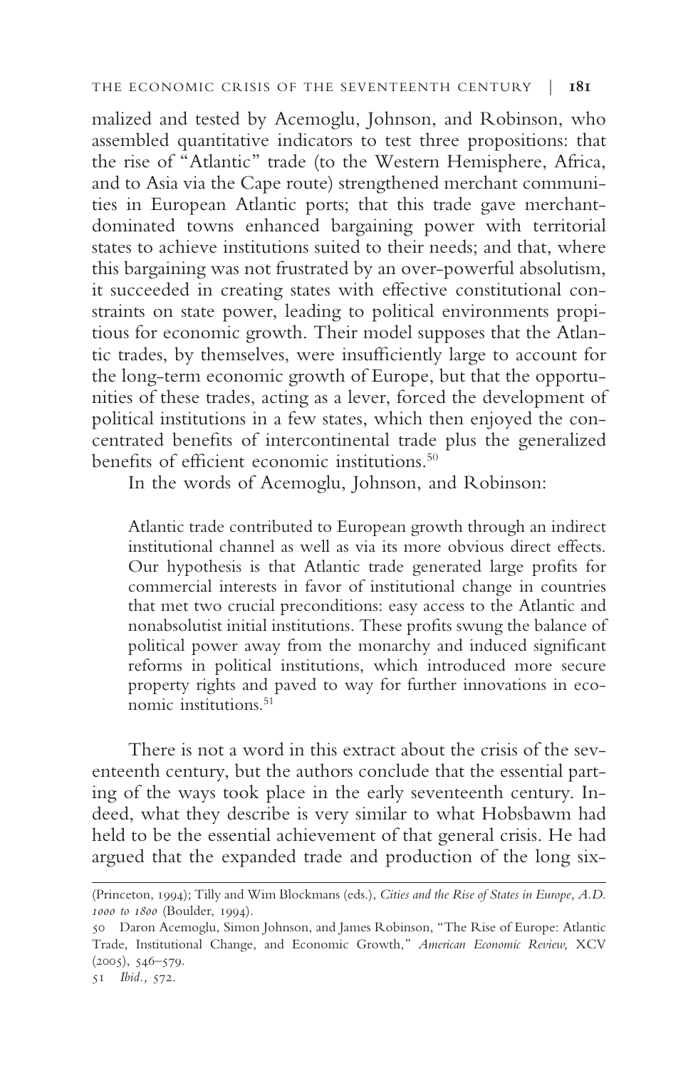malized and tested by Acemoglu, Johnson, and Robinson, who assembled quantitative indicators to test three propositions: that the rise of "Atlantic" trade (to the Western Hemisphere, Africa, and to Asia via the Cape route) strengthened merchant communities in European Atlantic ports; that this trade gave merchant-dominated towns enhanced bargaining power with territorial states to achieve institutions suited to their needs; and that, where this bargaining was not frustrated by an over-powerful absolutism, it succeeded in creating states with effective constitutional constraints on state power, leading to political environments propitious for economic growth. Their model supposes that the Atlantic trades, by themselves, were insufficiently large to account for the long-term economic growth of Europe, but that the opportunities of these trades, acting as a lever, forced the development of political institutions in a few states, which then enjoyed the concentrated benefits of intercontinental trade plus the generalized benefits of efficient economic institutions.[50]

In the words of Acemoglu, Johnson, and Robinson:

> Atlantic trade contributed to European growth through an indirect institutional channel as well as via its more obvious direct effects. Our hypothesis is that Atlantic trade generated large profits for commercial interests in favor of institutional change in countries that met two crucial preconditions: easy access to the Atlantic and nonabsolutist initial institutions. These profits swung the balance of political power away from the monarchy and induced significant reforms in political institutions, which introduced more secure property rights and paved to way for further innovations in economic institutions.[51]

There is not a word in this extract about the crisis of the seventeenth century, but the authors conclude that the essential parting of the ways took place in the early seventeenth century. Indeed, what they describe is very similar to what Hobsbawm had held to be the essential achievement of that general crisis. He had argued that the expanded trade and production of the long six-

(Princeton, 1994); Tilly and Wim Blockmans (eds.), *Cities and the Rise of States in Europe, A.D. 1000 to 1800* (Boulder, 1994).

50 Daron Acemoglu, Simon Johnson, and James Robinson, "The Rise of Europe: Atlantic Trade, Institutional Change, and Economic Growth," *American Economic Review,* XCV (2005), 546–579.

51 *Ibid.,* 572.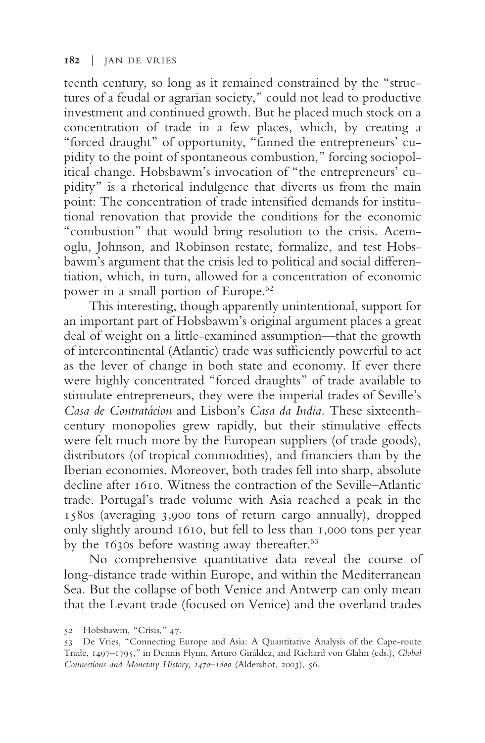teenth century, so long as it remained constrained by the "structures of a feudal or agrarian society," could not lead to productive investment and continued growth. But he placed much stock on a concentration of trade in a few places, which, by creating a "forced draught" of opportunity, "fanned the entrepreneurs' cupidity to the point of spontaneous combustion," forcing sociopolitical change. Hobsbawm's invocation of "the entrepreneurs' cupidity" is a rhetorical indulgence that diverts us from the main point: The concentration of trade intensified demands for institutional renovation that provide the conditions for the economic "combustion" that would bring resolution to the crisis. Acemoglu, Johnson, and Robinson restate, formalize, and test Hobsbawm's argument that the crisis led to political and social differentiation, which, in turn, allowed for a concentration of economic power in a small portion of Europe.[52]

This interesting, though apparently unintentional, support for an important part of Hobsbawm's original argument places a great deal of weight on a little-examined assumption—that the growth of intercontinental (Atlantic) trade was sufficiently powerful to act as the lever of change in both state and economy. If ever there were highly concentrated "forced draughts" of trade available to stimulate entrepreneurs, they were the imperial trades of Seville's *Casa de Contratácion* and Lisbon's *Casa da India.* These sixteenth-century monopolies grew rapidly, but their stimulative effects were felt much more by the European suppliers (of trade goods), distributors (of tropical commodities), and financiers than by the Iberian economies. Moreover, both trades fell into sharp, absolute decline after 1610. Witness the contraction of the Seville–Atlantic trade. Portugal's trade volume with Asia reached a peak in the 1580s (averaging 3,900 tons of return cargo annually), dropped only slightly around 1610, but fell to less than 1,000 tons per year by the 1630s before wasting away thereafter.[53]

No comprehensive quantitative data reveal the course of long-distance trade within Europe, and within the Mediterranean Sea. But the collapse of both Venice and Antwerp can only mean that the Levant trade (focused on Venice) and the overland trades

52 Hobsbawm, "Crisis," 47.

53 De Vries, "Connecting Europe and Asia: A Quantitative Analysis of the Cape-route Trade, 1497–1795," in Dennis Flynn, Arturo Giráldez, and Richard von Glahn (eds.), *Global Connections and Monetary History, 1470–1800* (Aldershot, 2003), 56.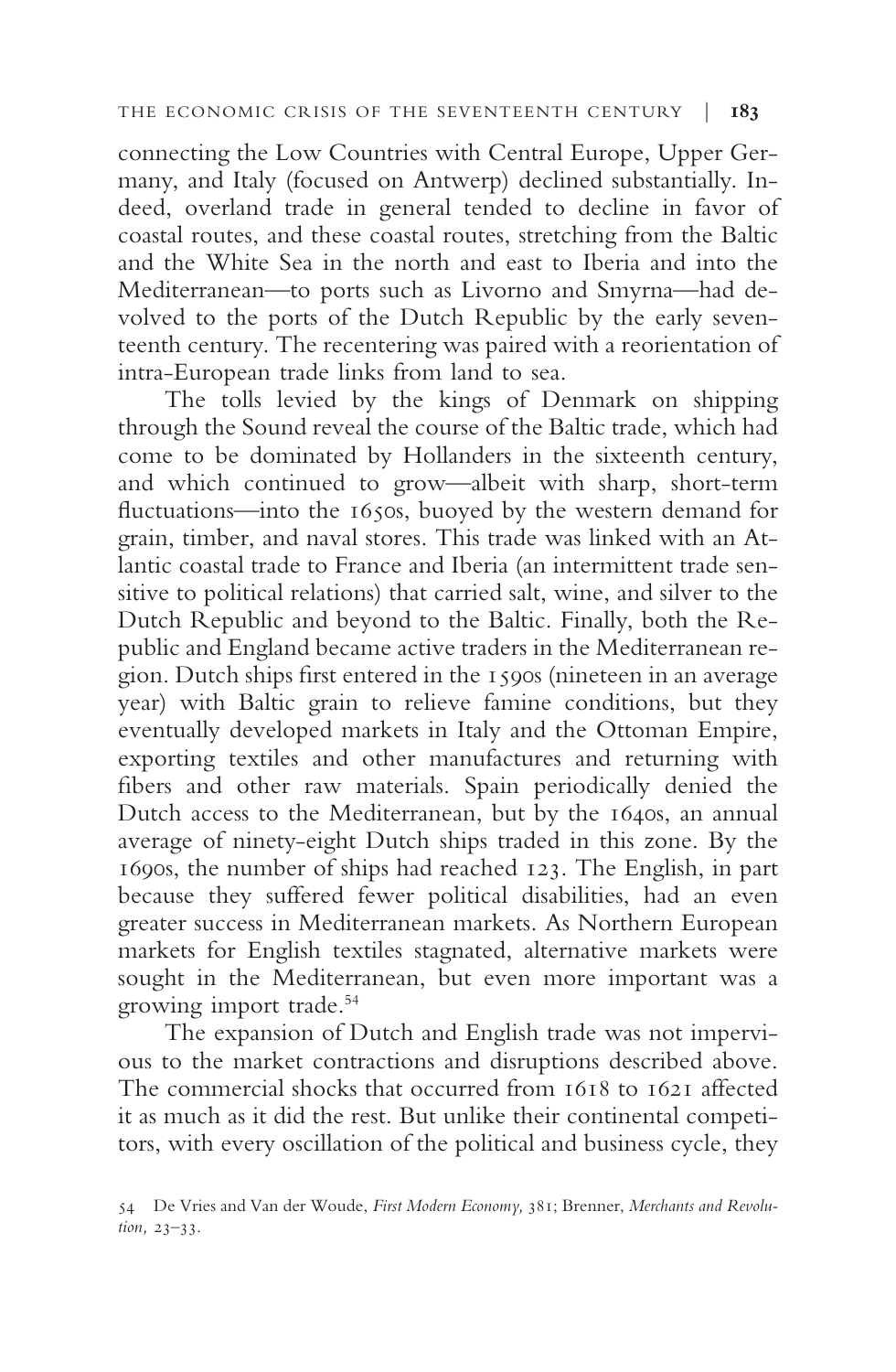connecting the Low Countries with Central Europe, Upper Germany, and Italy (focused on Antwerp) declined substantially. Indeed, overland trade in general tended to decline in favor of coastal routes, and these coastal routes, stretching from the Baltic and the White Sea in the north and east to Iberia and into the Mediterranean—to ports such as Livorno and Smyrna—had devolved to the ports of the Dutch Republic by the early seventeenth century. The recentering was paired with a reorientation of intra-European trade links from land to sea.

The tolls levied by the kings of Denmark on shipping through the Sound reveal the course of the Baltic trade, which had come to be dominated by Hollanders in the sixteenth century, and which continued to grow—albeit with sharp, short-term fluctuations—into the 1650s, buoyed by the western demand for grain, timber, and naval stores. This trade was linked with an Atlantic coastal trade to France and Iberia (an intermittent trade sensitive to political relations) that carried salt, wine, and silver to the Dutch Republic and beyond to the Baltic. Finally, both the Republic and England became active traders in the Mediterranean region. Dutch ships first entered in the 1590s (nineteen in an average year) with Baltic grain to relieve famine conditions, but they eventually developed markets in Italy and the Ottoman Empire, exporting textiles and other manufactures and returning with fibers and other raw materials. Spain periodically denied the Dutch access to the Mediterranean, but by the 1640s, an annual average of ninety-eight Dutch ships traded in this zone. By the 1690s, the number of ships had reached 123. The English, in part because they suffered fewer political disabilities, had an even greater success in Mediterranean markets. As Northern European markets for English textiles stagnated, alternative markets were sought in the Mediterranean, but even more important was a growing import trade.[54]

The expansion of Dutch and English trade was not impervious to the market contractions and disruptions described above. The commercial shocks that occurred from 1618 to 1621 affected it as much as it did the rest. But unlike their continental competitors, with every oscillation of the political and business cycle, they

54 De Vries and Van der Woude, *First Modern Economy,* 381; Brenner, *Merchants and Revolution,* 23–33.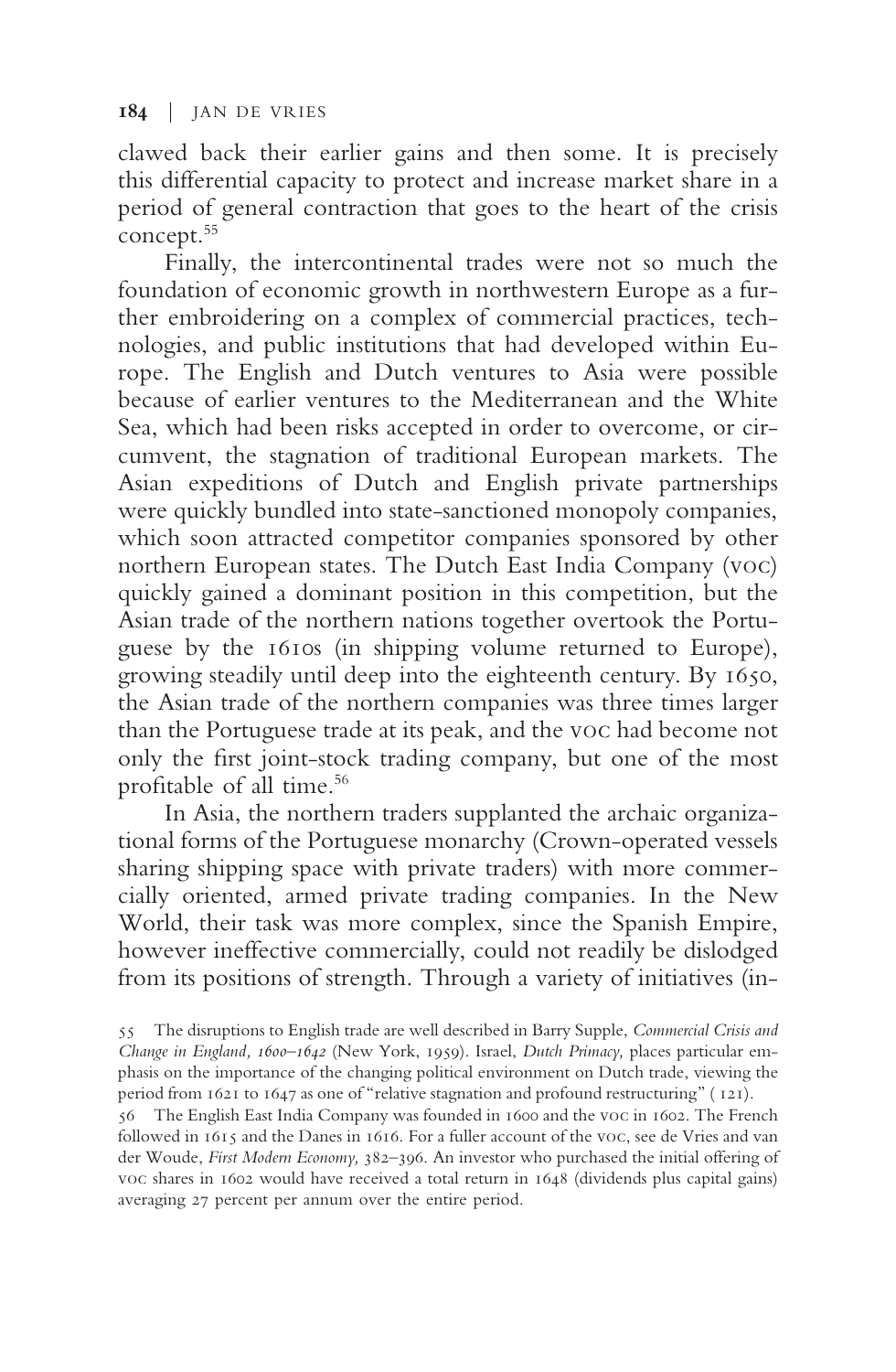clawed back their earlier gains and then some. It is precisely this differential capacity to protect and increase market share in a period of general contraction that goes to the heart of the crisis concept.[55]

Finally, the intercontinental trades were not so much the foundation of economic growth in northwestern Europe as a further embroidering on a complex of commercial practices, technologies, and public institutions that had developed within Europe. The English and Dutch ventures to Asia were possible because of earlier ventures to the Mediterranean and the White Sea, which had been risks accepted in order to overcome, or circumvent, the stagnation of traditional European markets. The Asian expeditions of Dutch and English private partnerships were quickly bundled into state-sanctioned monopoly companies, which soon attracted competitor companies sponsored by other northern European states. The Dutch East India Company (VOC) quickly gained a dominant position in this competition, but the Asian trade of the northern nations together overtook the Portuguese by the 1610s (in shipping volume returned to Europe), growing steadily until deep into the eighteenth century. By 1650, the Asian trade of the northern companies was three times larger than the Portuguese trade at its peak, and the VOC had become not only the first joint-stock trading company, but one of the most profitable of all time.[56]

In Asia, the northern traders supplanted the archaic organizational forms of the Portuguese monarchy (Crown-operated vessels sharing shipping space with private traders) with more commercially oriented, armed private trading companies. In the New World, their task was more complex, since the Spanish Empire, however ineffective commercially, could not readily be dislodged from its positions of strength. Through a variety of initiatives (in-

55 The disruptions to English trade are well described in Barry Supple, *Commercial Crisis and Change in England, 1600–1642* (New York, 1959). Israel, *Dutch Primacy,* places particular emphasis on the importance of the changing political environment on Dutch trade, viewing the period from 1621 to 1647 as one of "relative stagnation and profound restructuring" (121).

56 The English East India Company was founded in 1600 and the VOC in 1602. The French followed in 1615 and the Danes in 1616. For a fuller account of the VOC, see de Vries and van der Woude, *First Modern Economy,* 382–396. An investor who purchased the initial offering of VOC shares in 1602 would have received a total return in 1648 (dividends plus capital gains) averaging 27 percent per annum over the entire period.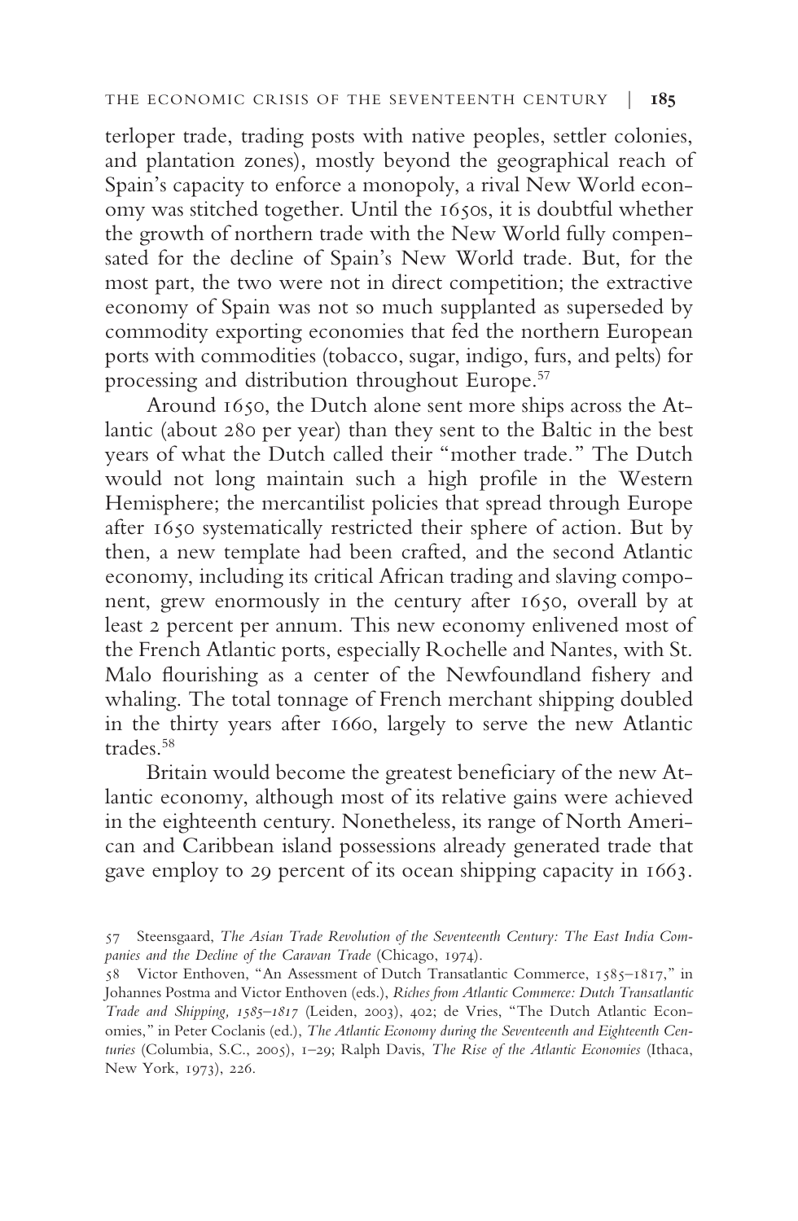terloper trade, trading posts with native peoples, settler colonies, and plantation zones), mostly beyond the geographical reach of Spain's capacity to enforce a monopoly, a rival New World economy was stitched together. Until the 1650s, it is doubtful whether the growth of northern trade with the New World fully compensated for the decline of Spain's New World trade. But, for the most part, the two were not in direct competition; the extractive economy of Spain was not so much supplanted as superseded by commodity exporting economies that fed the northern European ports with commodities (tobacco, sugar, indigo, furs, and pelts) for processing and distribution throughout Europe.[57]

Around 1650, the Dutch alone sent more ships across the Atlantic (about 280 per year) than they sent to the Baltic in the best years of what the Dutch called their "mother trade." The Dutch would not long maintain such a high profile in the Western Hemisphere; the mercantilist policies that spread through Europe after 1650 systematically restricted their sphere of action. But by then, a new template had been crafted, and the second Atlantic economy, including its critical African trading and slaving component, grew enormously in the century after 1650, overall by at least 2 percent per annum. This new economy enlivened most of the French Atlantic ports, especially Rochelle and Nantes, with St. Malo flourishing as a center of the Newfoundland fishery and whaling. The total tonnage of French merchant shipping doubled in the thirty years after 1660, largely to serve the new Atlantic trades.[58]

Britain would become the greatest beneficiary of the new Atlantic economy, although most of its relative gains were achieved in the eighteenth century. Nonetheless, its range of North American and Caribbean island possessions already generated trade that gave employ to 29 percent of its ocean shipping capacity in 1663.

57 Steensgaard, *The Asian Trade Revolution of the Seventeenth Century: The East India Companies and the Decline of the Caravan Trade* (Chicago, 1974).

58 Victor Enthoven, "An Assessment of Dutch Transatlantic Commerce, 1585–1817," in Johannes Postma and Victor Enthoven (eds.), *Riches from Atlantic Commerce: Dutch Transatlantic Trade and Shipping, 1585–1817* (Leiden, 2003), 402; de Vries, "The Dutch Atlantic Economies," in Peter Coclanis (ed.), *The Atlantic Economy during the Seventeenth and Eighteenth Centuries* (Columbia, S.C., 2005), 1–29; Ralph Davis, *The Rise of the Atlantic Economies* (Ithaca, New York, 1973), 226.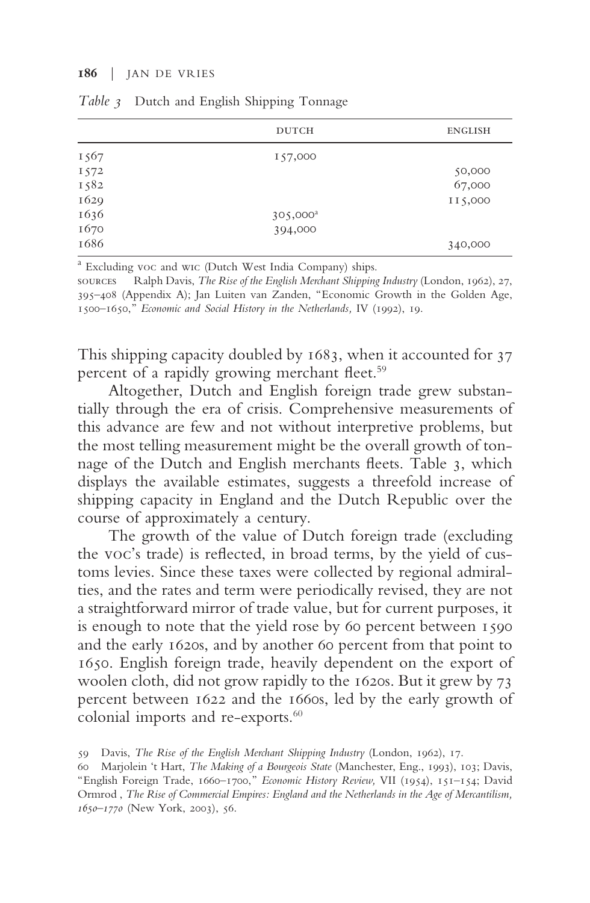*Table 3* Dutch and English Shipping Tonnage

| | DUTCH | ENGLISH |
|---|---|---|
| 1567 | 157,000 | |
| 1572 | | 50,000 |
| 1582 | | 67,000 |
| 1629 | | 115,000 |
| 1636 | 305,000[a] | |
| 1670 | 394,000 | |
| 1686 | | 340,000 |

[a] Excluding VOC and WIC (Dutch West India Company) ships.

SOURCES Ralph Davis, *The Rise of the English Merchant Shipping Industry* (London, 1962), 27, 395–408 (Appendix A); Jan Luiten van Zanden, "Economic Growth in the Golden Age, 1500–1650," *Economic and Social History in the Netherlands,* IV (1992), 19.

This shipping capacity doubled by 1683, when it accounted for 37 percent of a rapidly growing merchant fleet.[59]

Altogether, Dutch and English foreign trade grew substantially through the era of crisis. Comprehensive measurements of this advance are few and not without interpretive problems, but the most telling measurement might be the overall growth of tonnage of the Dutch and English merchants fleets. Table 3, which displays the available estimates, suggests a threefold increase of shipping capacity in England and the Dutch Republic over the course of approximately a century.

The growth of the value of Dutch foreign trade (excluding the VOC's trade) is reflected, in broad terms, by the yield of customs levies. Since these taxes were collected by regional admiralties, and the rates and term were periodically revised, they are not a straightforward mirror of trade value, but for current purposes, it is enough to note that the yield rose by 60 percent between 1590 and the early 1620s, and by another 60 percent from that point to 1650. English foreign trade, heavily dependent on the export of woolen cloth, did not grow rapidly to the 1620s. But it grew by 73 percent between 1622 and the 1660s, led by the early growth of colonial imports and re-exports.[60]

59 Davis, *The Rise of the English Merchant Shipping Industry* (London, 1962), 17.

60 Marjolein 't Hart, *The Making of a Bourgeois State* (Manchester, Eng., 1993), 103; Davis, "English Foreign Trade, 1660–1700," *Economic History Review,* VII (1954), 151–154; David Ormrod , *The Rise of Commercial Empires: England and the Netherlands in the Age of Mercantilism, 1650–1770* (New York, 2003), 56.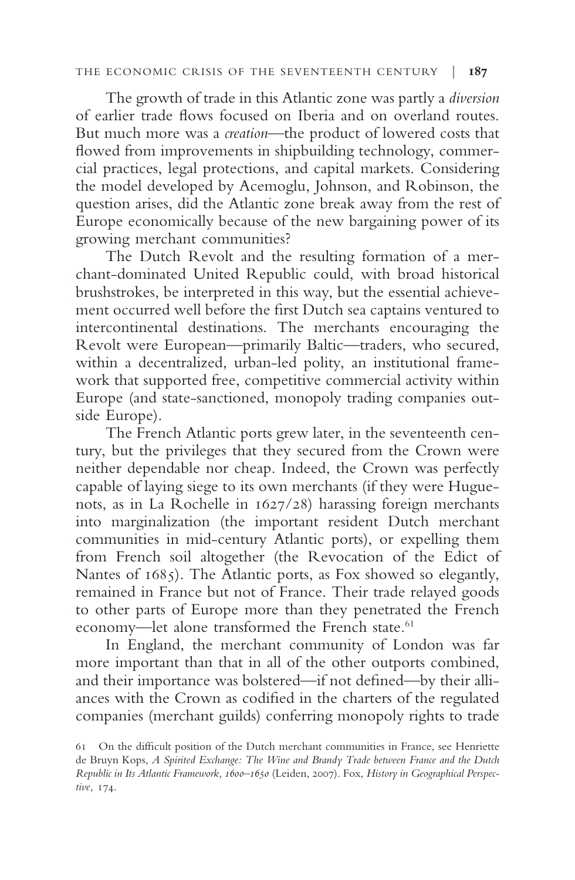The growth of trade in this Atlantic zone was partly a *diversion* of earlier trade flows focused on Iberia and on overland routes. But much more was a *creation*—the product of lowered costs that flowed from improvements in shipbuilding technology, commercial practices, legal protections, and capital markets. Considering the model developed by Acemoglu, Johnson, and Robinson, the question arises, did the Atlantic zone break away from the rest of Europe economically because of the new bargaining power of its growing merchant communities?

The Dutch Revolt and the resulting formation of a merchant-dominated United Republic could, with broad historical brushstrokes, be interpreted in this way, but the essential achievement occurred well before the first Dutch sea captains ventured to intercontinental destinations. The merchants encouraging the Revolt were European—primarily Baltic—traders, who secured, within a decentralized, urban-led polity, an institutional framework that supported free, competitive commercial activity within Europe (and state-sanctioned, monopoly trading companies outside Europe).

The French Atlantic ports grew later, in the seventeenth century, but the privileges that they secured from the Crown were neither dependable nor cheap. Indeed, the Crown was perfectly capable of laying siege to its own merchants (if they were Huguenots, as in La Rochelle in 1627/28) harassing foreign merchants into marginalization (the important resident Dutch merchant communities in mid-century Atlantic ports), or expelling them from French soil altogether (the Revocation of the Edict of Nantes of 1685). The Atlantic ports, as Fox showed so elegantly, remained in France but not of France. Their trade relayed goods to other parts of Europe more than they penetrated the French economy—let alone transformed the French state.[61]

In England, the merchant community of London was far more important than that in all of the other outports combined, and their importance was bolstered—if not defined—by their alliances with the Crown as codified in the charters of the regulated companies (merchant guilds) conferring monopoly rights to trade

61 On the difficult position of the Dutch merchant communities in France, see Henriette de Bruyn Kops, *A Spirited Exchange: The Wine and Brandy Trade between France and the Dutch Republic in Its Atlantic Framework, 1600–1650* (Leiden, 2007). Fox, *History in Geographical Perspective,* 174.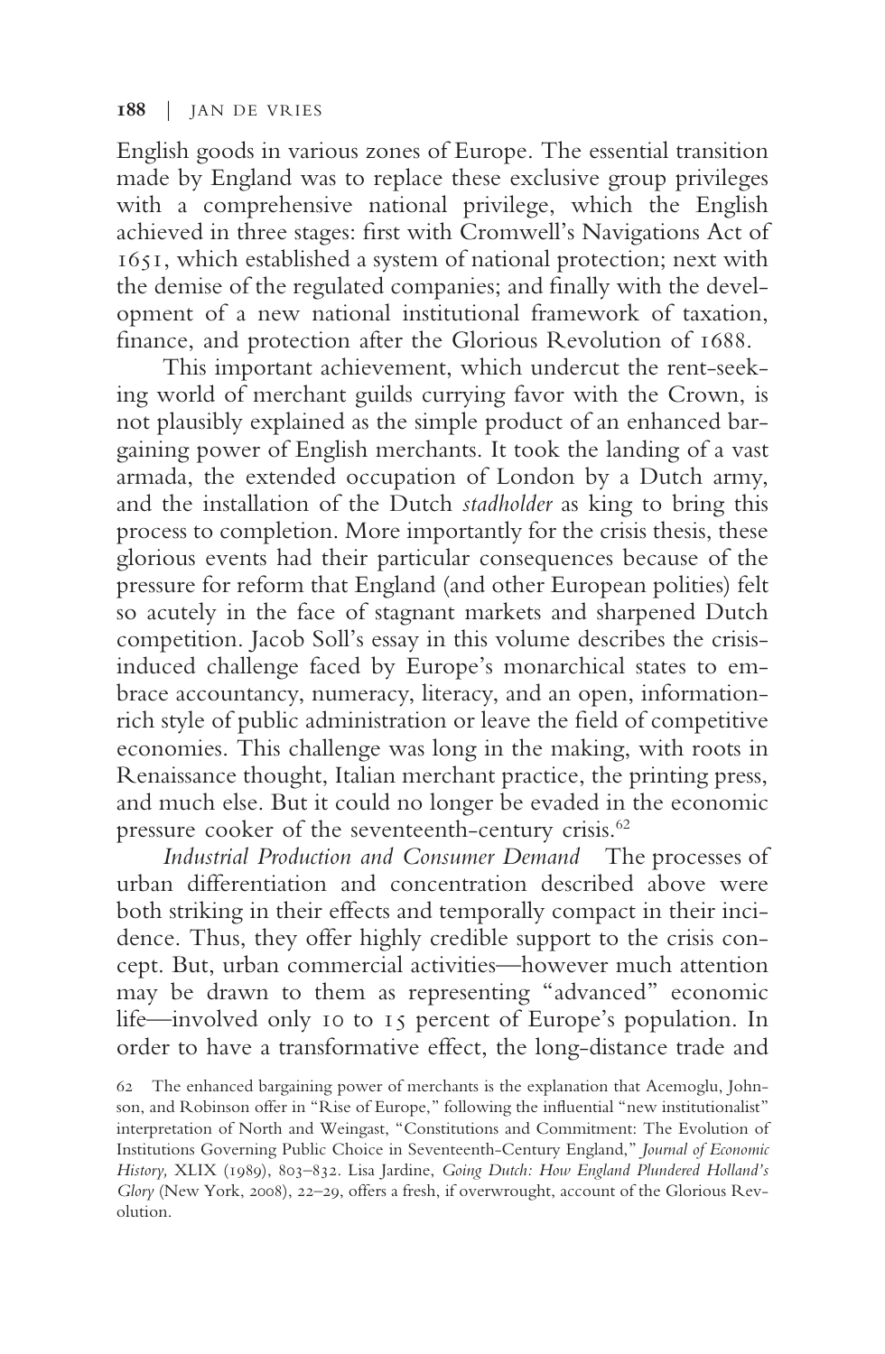English goods in various zones of Europe. The essential transition made by England was to replace these exclusive group privileges with a comprehensive national privilege, which the English achieved in three stages: first with Cromwell's Navigations Act of 1651, which established a system of national protection; next with the demise of the regulated companies; and finally with the development of a new national institutional framework of taxation, finance, and protection after the Glorious Revolution of 1688.

This important achievement, which undercut the rent-seeking world of merchant guilds currying favor with the Crown, is not plausibly explained as the simple product of an enhanced bargaining power of English merchants. It took the landing of a vast armada, the extended occupation of London by a Dutch army, and the installation of the Dutch *stadholder* as king to bring this process to completion. More importantly for the crisis thesis, these glorious events had their particular consequences because of the pressure for reform that England (and other European polities) felt so acutely in the face of stagnant markets and sharpened Dutch competition. Jacob Soll's essay in this volume describes the crisis-induced challenge faced by Europe's monarchical states to embrace accountancy, numeracy, literacy, and an open, information-rich style of public administration or leave the field of competitive economies. This challenge was long in the making, with roots in Renaissance thought, Italian merchant practice, the printing press, and much else. But it could no longer be evaded in the economic pressure cooker of the seventeenth-century crisis.[62]

*Industrial Production and Consumer Demand* The processes of urban differentiation and concentration described above were both striking in their effects and temporally compact in their incidence. Thus, they offer highly credible support to the crisis concept. But, urban commercial activities—however much attention may be drawn to them as representing "advanced" economic life—involved only 10 to 15 percent of Europe's population. In order to have a transformative effect, the long-distance trade and

62 The enhanced bargaining power of merchants is the explanation that Acemoglu, Johnson, and Robinson offer in "Rise of Europe," following the influential "new institutionalist" interpretation of North and Weingast, "Constitutions and Commitment: The Evolution of Institutions Governing Public Choice in Seventeenth-Century England," *Journal of Economic History,* XLIX (1989), 803–832. Lisa Jardine, *Going Dutch: How England Plundered Holland's Glory* (New York, 2008), 22–29, offers a fresh, if overwrought, account of the Glorious Revolution.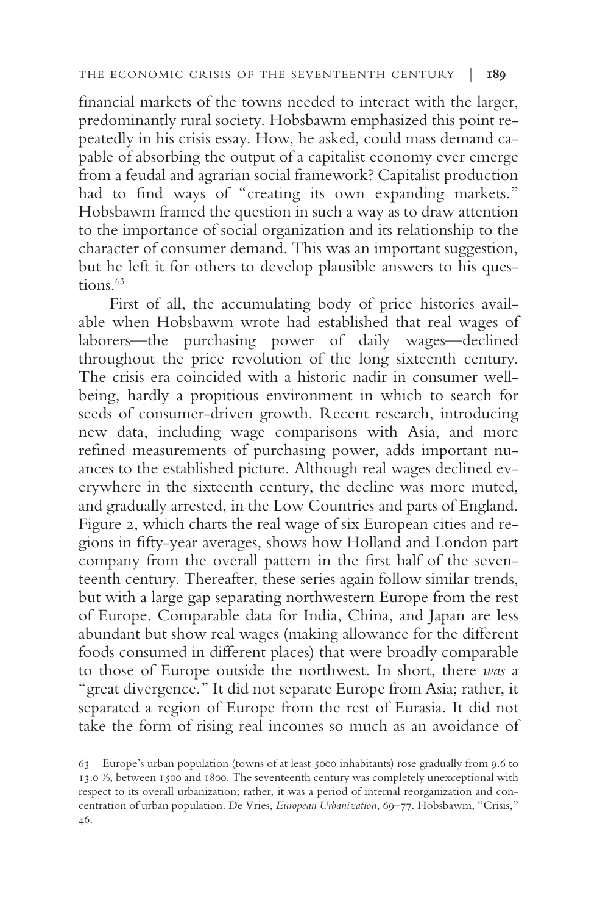financial markets of the towns needed to interact with the larger, predominantly rural society. Hobsbawm emphasized this point repeatedly in his crisis essay. How, he asked, could mass demand capable of absorbing the output of a capitalist economy ever emerge from a feudal and agrarian social framework? Capitalist production had to find ways of "creating its own expanding markets." Hobsbawm framed the question in such a way as to draw attention to the importance of social organization and its relationship to the character of consumer demand. This was an important suggestion, but he left it for others to develop plausible answers to his questions.[63]

First of all, the accumulating body of price histories available when Hobsbawm wrote had established that real wages of laborers—the purchasing power of daily wages—declined throughout the price revolution of the long sixteenth century. The crisis era coincided with a historic nadir in consumer well-being, hardly a propitious environment in which to search for seeds of consumer-driven growth. Recent research, introducing new data, including wage comparisons with Asia, and more refined measurements of purchasing power, adds important nuances to the established picture. Although real wages declined everywhere in the sixteenth century, the decline was more muted, and gradually arrested, in the Low Countries and parts of England. Figure 2, which charts the real wage of six European cities and regions in fifty-year averages, shows how Holland and London part company from the overall pattern in the first half of the seventeenth century. Thereafter, these series again follow similar trends, but with a large gap separating northwestern Europe from the rest of Europe. Comparable data for India, China, and Japan are less abundant but show real wages (making allowance for the different foods consumed in different places) that were broadly comparable to those of Europe outside the northwest. In short, there *was* a "great divergence." It did not separate Europe from Asia; rather, it separated a region of Europe from the rest of Eurasia. It did not take the form of rising real incomes so much as an avoidance of

63 Europe's urban population (towns of at least 5000 inhabitants) rose gradually from 9.6 to 13.0 %, between 1500 and 1800. The seventeenth century was completely unexceptional with respect to its overall urbanization; rather, it was a period of internal reorganization and concentration of urban population. De Vries, *European Urbanization,* 69–77. Hobsbawm, "Crisis," 46.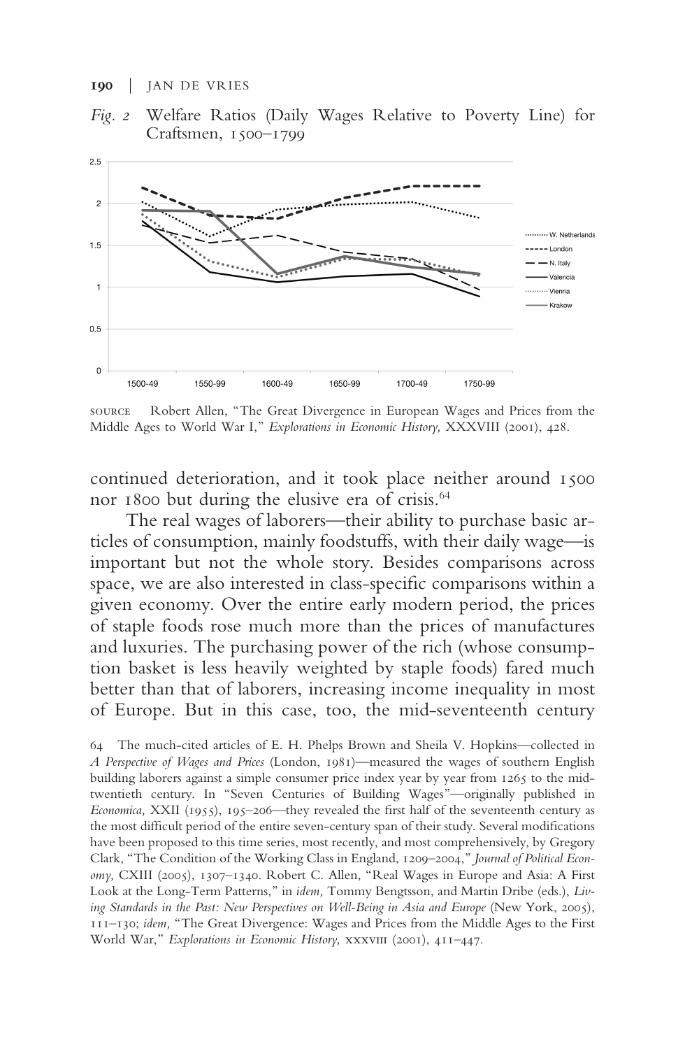*Fig. 2* Welfare Ratios (Daily Wages Relative to Poverty Line) for Craftsmen, 1500–1799

SOURCE Robert Allen, "The Great Divergence in European Wages and Prices from the Middle Ages to World War I," *Explorations in Economic History,* XXXVIII (2001), 428.

continued deterioration, and it took place neither around 1500 nor 1800 but during the elusive era of crisis.[64]

The real wages of laborers—their ability to purchase basic articles of consumption, mainly foodstuffs, with their daily wage—is important but not the whole story. Besides comparisons across space, we are also interested in class-specific comparisons within a given economy. Over the entire early modern period, the prices of staple foods rose much more than the prices of manufactures and luxuries. The purchasing power of the rich (whose consumption basket is less heavily weighted by staple foods) fared much better than that of laborers, increasing income inequality in most of Europe. But in this case, too, the mid-seventeenth century

64 The much-cited articles of E. H. Phelps Brown and Sheila V. Hopkins—collected in *A Perspective of Wages and Prices* (London, 1981)—measured the wages of southern English building laborers against a simple consumer price index year by year from 1265 to the mid-twentieth century. In "Seven Centuries of Building Wages"—originally published in *Economica,* XXII (1955), 195–206—they revealed the first half of the seventeenth century as the most difficult period of the entire seven-century span of their study. Several modifications have been proposed to this time series, most recently, and most comprehensively, by Gregory Clark, "The Condition of the Working Class in England, 1209–2004," *Journal of Political Economy,* CXIII (2005), 1307–1340. Robert C. Allen, "Real Wages in Europe and Asia: A First Look at the Long-Term Patterns," in *idem,* Tommy Bengtsson, and Martin Dribe (eds.), *Living Standards in the Past: New Perspectives on Well-Being in Asia and Europe* (New York, 2005), 111–130; *idem,* "The Great Divergence: Wages and Prices from the Middle Ages to the First World War," *Explorations in Economic History,* XXXVIII (2001), 411–447.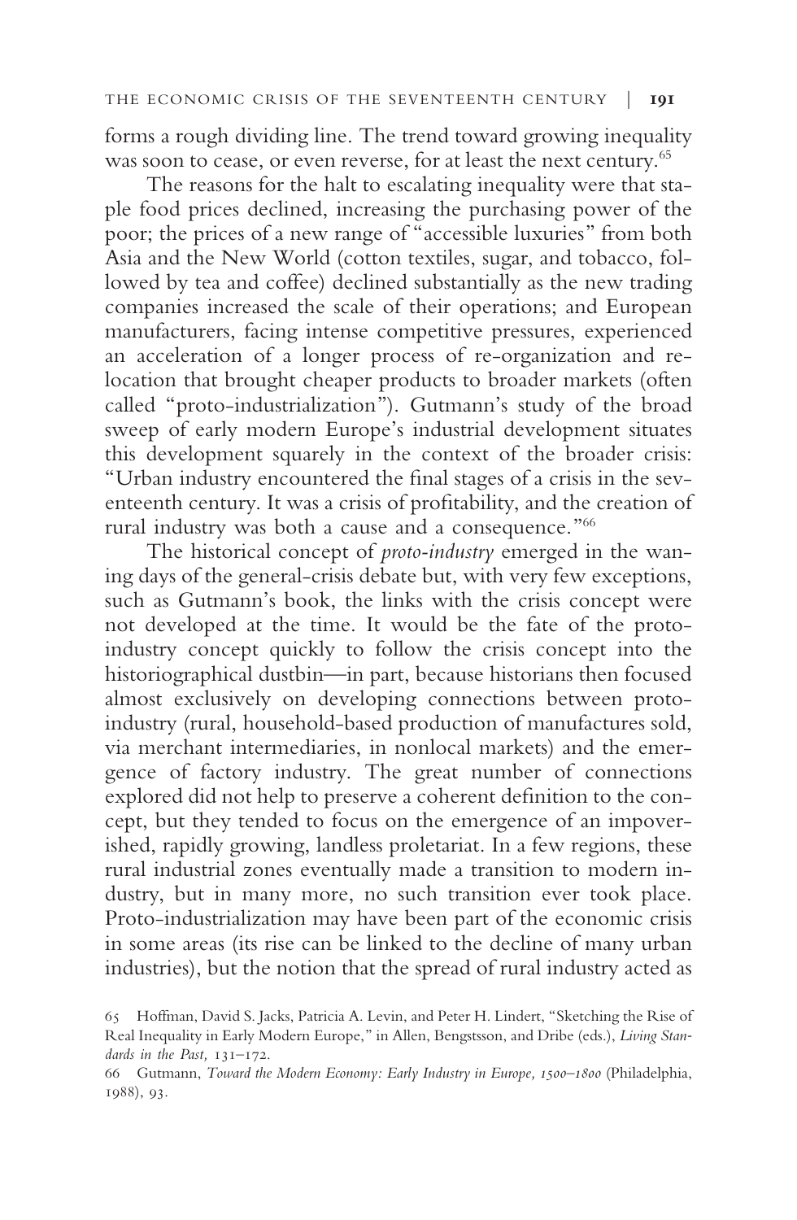forms a rough dividing line. The trend toward growing inequality was soon to cease, or even reverse, for at least the next century.[65]

The reasons for the halt to escalating inequality were that staple food prices declined, increasing the purchasing power of the poor; the prices of a new range of "accessible luxuries" from both Asia and the New World (cotton textiles, sugar, and tobacco, followed by tea and coffee) declined substantially as the new trading companies increased the scale of their operations; and European manufacturers, facing intense competitive pressures, experienced an acceleration of a longer process of re-organization and relocation that brought cheaper products to broader markets (often called "proto-industrialization"). Gutmann's study of the broad sweep of early modern Europe's industrial development situates this development squarely in the context of the broader crisis: "Urban industry encountered the final stages of a crisis in the seventeenth century. It was a crisis of profitability, and the creation of rural industry was both a cause and a consequence."[66]

The historical concept of *proto-industry* emerged in the waning days of the general-crisis debate but, with very few exceptions, such as Gutmann's book, the links with the crisis concept were not developed at the time. It would be the fate of the proto-industry concept quickly to follow the crisis concept into the historiographical dustbin—in part, because historians then focused almost exclusively on developing connections between proto-industry (rural, household-based production of manufactures sold, via merchant intermediaries, in nonlocal markets) and the emergence of factory industry. The great number of connections explored did not help to preserve a coherent definition to the concept, but they tended to focus on the emergence of an impoverished, rapidly growing, landless proletariat. In a few regions, these rural industrial zones eventually made a transition to modern industry, but in many more, no such transition ever took place. Proto-industrialization may have been part of the economic crisis in some areas (its rise can be linked to the decline of many urban industries), but the notion that the spread of rural industry acted as

65 Hoffman, David S. Jacks, Patricia A. Levin, and Peter H. Lindert, "Sketching the Rise of Real Inequality in Early Modern Europe," in Allen, Bengstsson, and Dribe (eds.), *Living Standards in the Past,* 131–172.

66 Gutmann, *Toward the Modern Economy: Early Industry in Europe, 1500–1800* (Philadelphia, 1988), 93.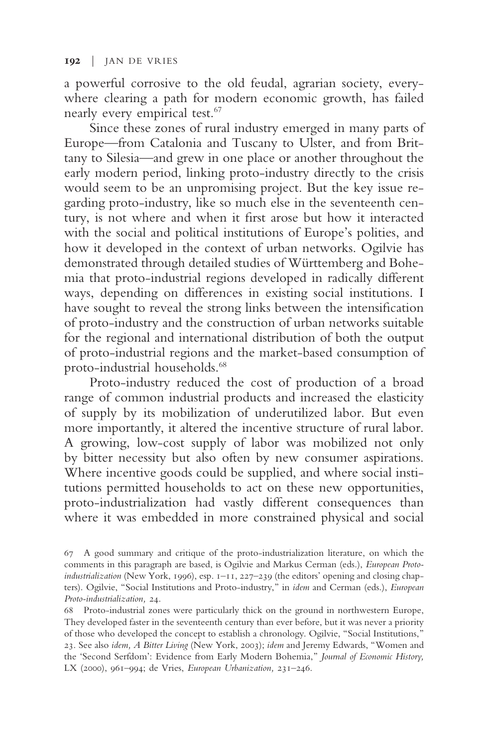a powerful corrosive to the old feudal, agrarian society, everywhere clearing a path for modern economic growth, has failed nearly every empirical test.[67]

Since these zones of rural industry emerged in many parts of Europe—from Catalonia and Tuscany to Ulster, and from Brittany to Silesia—and grew in one place or another throughout the early modern period, linking proto-industry directly to the crisis would seem to be an unpromising project. But the key issue regarding proto-industry, like so much else in the seventeenth century, is not where and when it first arose but how it interacted with the social and political institutions of Europe's polities, and how it developed in the context of urban networks. Ogilvie has demonstrated through detailed studies of Württemberg and Bohemia that proto-industrial regions developed in radically different ways, depending on differences in existing social institutions. I have sought to reveal the strong links between the intensification of proto-industry and the construction of urban networks suitable for the regional and international distribution of both the output of proto-industrial regions and the market-based consumption of proto-industrial households.[68]

Proto-industry reduced the cost of production of a broad range of common industrial products and increased the elasticity of supply by its mobilization of underutilized labor. But even more importantly, it altered the incentive structure of rural labor. A growing, low-cost supply of labor was mobilized not only by bitter necessity but also often by new consumer aspirations. Where incentive goods could be supplied, and where social institutions permitted households to act on these new opportunities, proto-industrialization had vastly different consequences than where it was embedded in more constrained physical and social

67 A good summary and critique of the proto-industrialization literature, on which the comments in this paragraph are based, is Ogilvie and Markus Cerman (eds.), *European Proto-industrialization* (New York, 1996), esp. 1–11, 227–239 (the editors' opening and closing chapters). Ogilvie, "Social Institutions and Proto-industry," in *idem* and Cerman (eds.), *European Proto-industrialization,* 24.

68 Proto-industrial zones were particularly thick on the ground in northwestern Europe, They developed faster in the seventeenth century than ever before, but it was never a priority of those who developed the concept to establish a chronology. Ogilvie, "Social Institutions," 23. See also *idem, A Bitter Living* (New York, 2003); *idem* and Jeremy Edwards, "Women and the 'Second Serfdom': Evidence from Early Modern Bohemia," *Journal of Economic History,* LX (2000), 961–994; de Vries, *European Urbanization,* 231–246.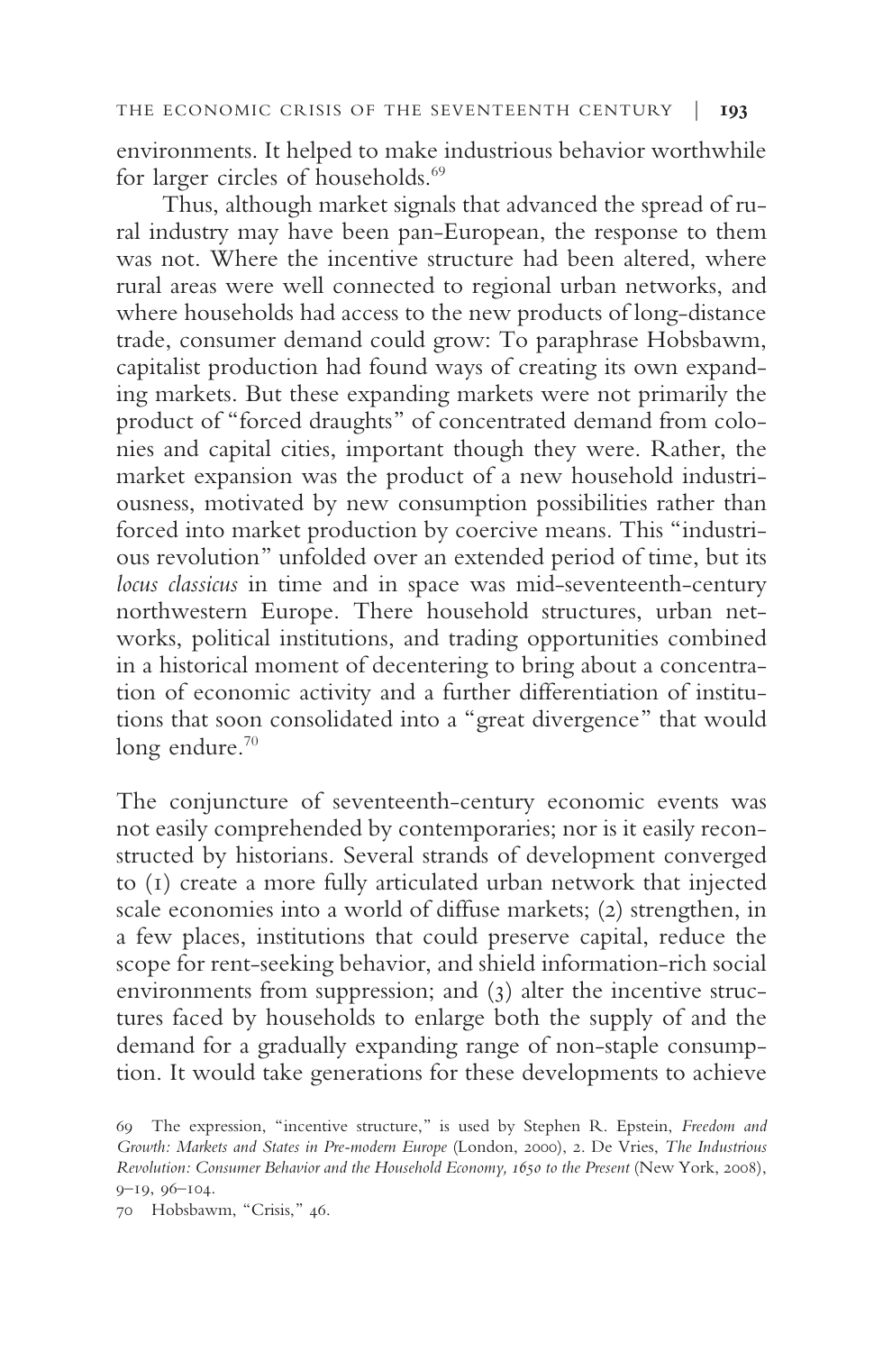environments. It helped to make industrious behavior worthwhile for larger circles of households.[69]

Thus, although market signals that advanced the spread of rural industry may have been pan-European, the response to them was not. Where the incentive structure had been altered, where rural areas were well connected to regional urban networks, and where households had access to the new products of long-distance trade, consumer demand could grow: To paraphrase Hobsbawm, capitalist production had found ways of creating its own expanding markets. But these expanding markets were not primarily the product of "forced draughts" of concentrated demand from colonies and capital cities, important though they were. Rather, the market expansion was the product of a new household industriousness, motivated by new consumption possibilities rather than forced into market production by coercive means. This "industrious revolution" unfolded over an extended period of time, but its *locus classicus* in time and in space was mid-seventeenth-century northwestern Europe. There household structures, urban networks, political institutions, and trading opportunities combined in a historical moment of decentering to bring about a concentration of economic activity and a further differentiation of institutions that soon consolidated into a "great divergence" that would long endure.[70]

The conjuncture of seventeenth-century economic events was not easily comprehended by contemporaries; nor is it easily reconstructed by historians. Several strands of development converged to (1) create a more fully articulated urban network that injected scale economies into a world of diffuse markets; (2) strengthen, in a few places, institutions that could preserve capital, reduce the scope for rent-seeking behavior, and shield information-rich social environments from suppression; and (3) alter the incentive structures faced by households to enlarge both the supply of and the demand for a gradually expanding range of non-staple consumption. It would take generations for these developments to achieve

69 The expression, "incentive structure," is used by Stephen R. Epstein, *Freedom and Growth: Markets and States in Pre-modern Europe* (London, 2000), 2. De Vries, *The Industrious Revolution: Consumer Behavior and the Household Economy, 1650 to the Present* (New York, 2008), 9–19, 96–104.

70 Hobsbawm, "Crisis," 46.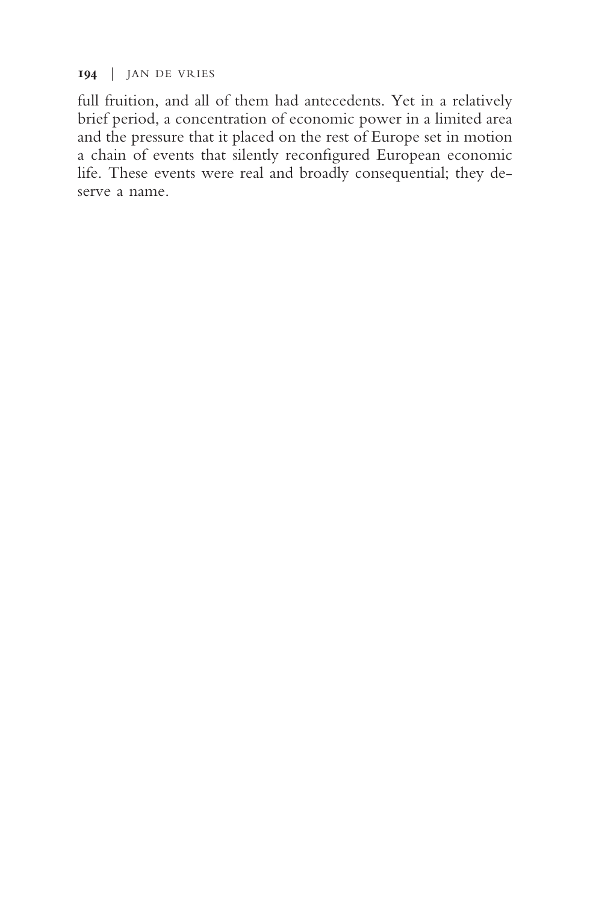full fruition, and all of them had antecedents. Yet in a relatively brief period, a concentration of economic power in a limited area and the pressure that it placed on the rest of Europe set in motion a chain of events that silently reconfigured European economic life. These events were real and broadly consequential; they deserve a name.